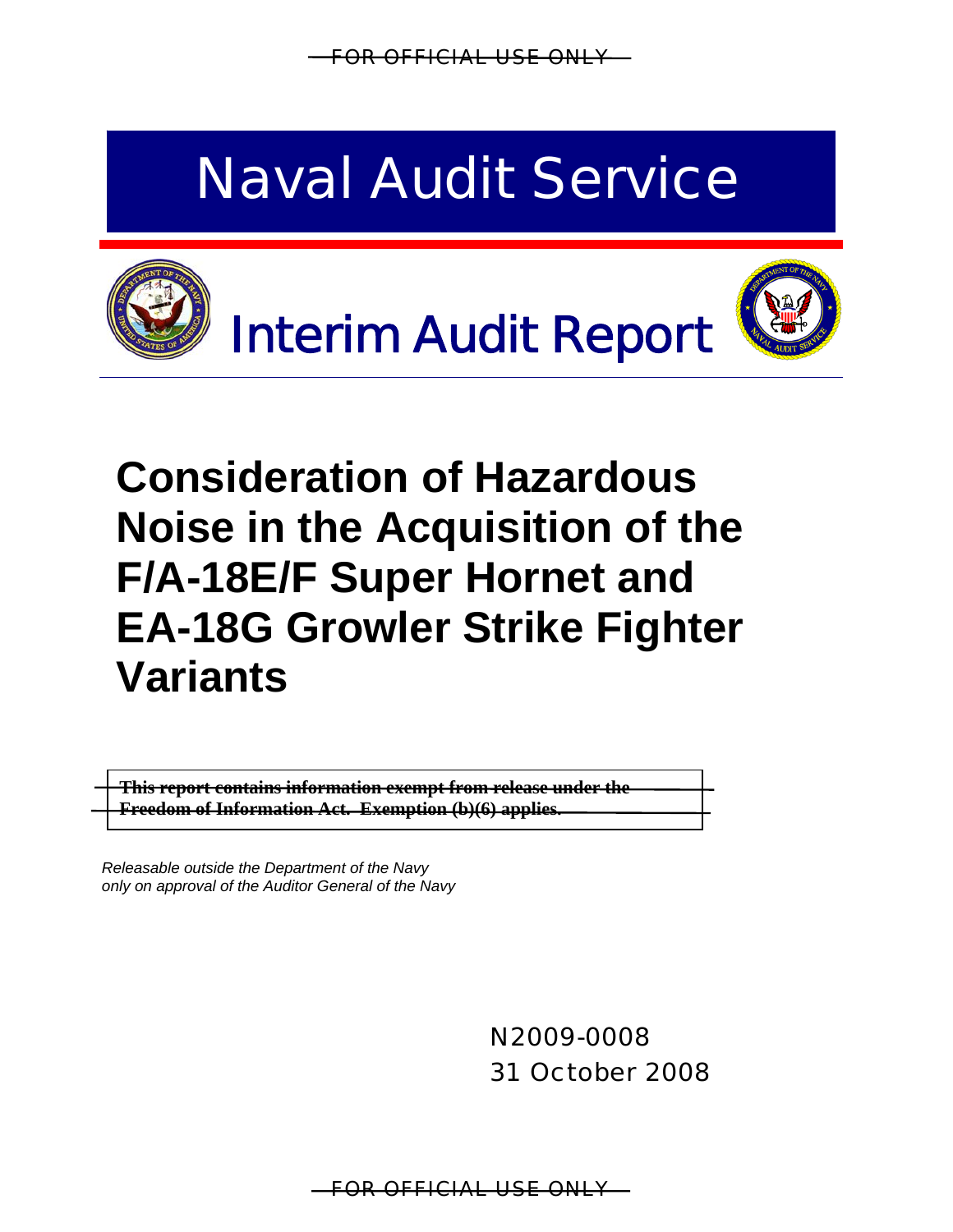FOR OFFICIAL USE ONLY

# Naval Audit Service

## Interim Audit Report

# Consideration of Hazardous Noise in the Acquisition of the F/A-18E/F Super Hornet and EA-18G Growler Strike Fighter Variants

~~**This report contains information exempt from release under the Freedom of Information Act. Exemption (b)(6) applies.**~~

*Releasable outside the Department of the Navy only on approval of the Auditor General of the Navy*

N2009-0008

31 October 2008

FOR OFFICIAL USE ONLY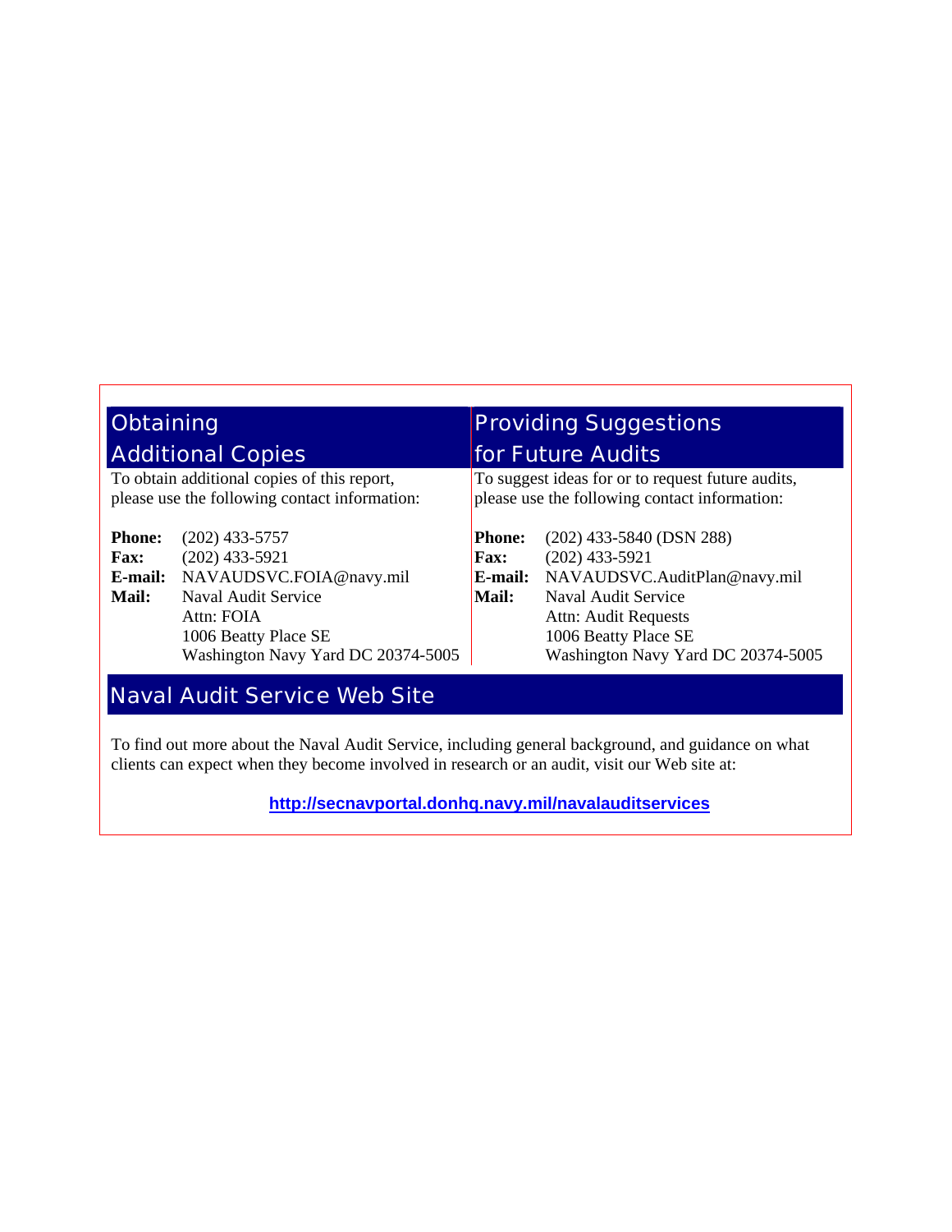## Obtaining Additional Copies

To obtain additional copies of this report, please use the following contact information:

**Phone:** (202) 433-5757
**Fax:** (202) 433-5921
**E-mail:** NAVAUDSVC.FOIA@navy.mil
**Mail:** Naval Audit Service
Attn: FOIA
1006 Beatty Place SE
Washington Navy Yard DC 20374-5005

## Providing Suggestions for Future Audits

To suggest ideas for or to request future audits, please use the following contact information:

**Phone:** (202) 433-5840 (DSN 288)
**Fax:** (202) 433-5921
**E-mail:** NAVAUDSVC.AuditPlan@navy.mil
**Mail:** Naval Audit Service
Attn: Audit Requests
1006 Beatty Place SE
Washington Navy Yard DC 20374-5005

## Naval Audit Service Web Site

To find out more about the Naval Audit Service, including general background, and guidance on what clients can expect when they become involved in research or an audit, visit our Web site at:

**http://secnavportal.donhq.navy.mil/navalauditservices**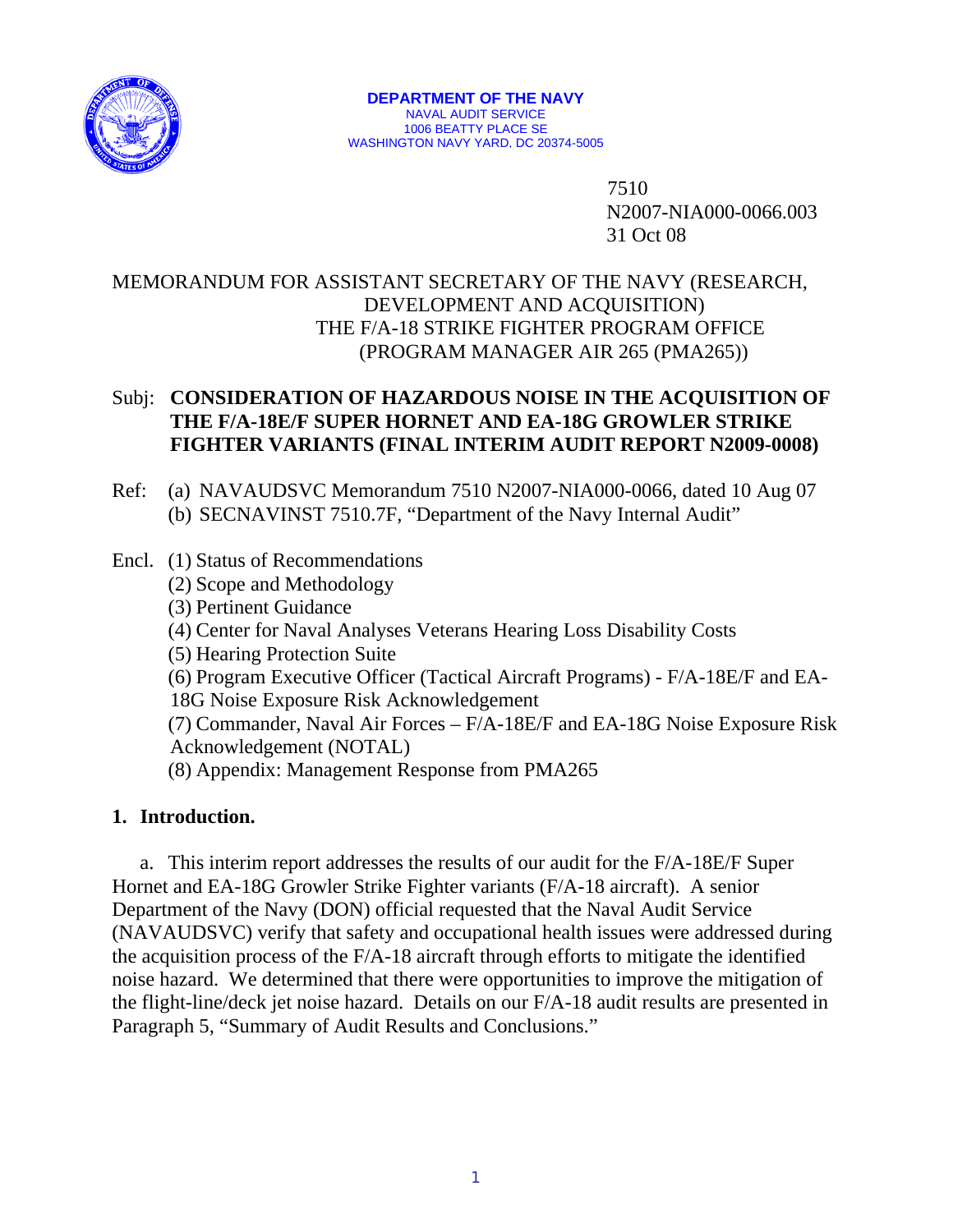**DEPARTMENT OF THE NAVY**
NAVAL AUDIT SERVICE
1006 BEATTY PLACE SE
WASHINGTON NAVY YARD, DC 20374-5005

7510
N2007-NIA000-0066.003
31 Oct 08

MEMORANDUM FOR ASSISTANT SECRETARY OF THE NAVY (RESEARCH, DEVELOPMENT AND ACQUISITION)
THE F/A-18 STRIKE FIGHTER PROGRAM OFFICE (PROGRAM MANAGER AIR 265 (PMA265))

Subj: **CONSIDERATION OF HAZARDOUS NOISE IN THE ACQUISITION OF THE F/A-18E/F SUPER HORNET AND EA-18G GROWLER STRIKE FIGHTER VARIANTS (FINAL INTERIM AUDIT REPORT N2009-0008)**

Ref: (a) NAVAUDSVC Memorandum 7510 N2007-NIA000-0066, dated 10 Aug 07
(b) SECNAVINST 7510.7F, "Department of the Navy Internal Audit"

Encl. (1) Status of Recommendations
(2) Scope and Methodology
(3) Pertinent Guidance
(4) Center for Naval Analyses Veterans Hearing Loss Disability Costs
(5) Hearing Protection Suite
(6) Program Executive Officer (Tactical Aircraft Programs) - F/A-18E/F and EA-18G Noise Exposure Risk Acknowledgement
(7) Commander, Naval Air Forces – F/A-18E/F and EA-18G Noise Exposure Risk Acknowledgement (NOTAL)
(8) Appendix: Management Response from PMA265

## 1. Introduction.

a. This interim report addresses the results of our audit for the F/A-18E/F Super Hornet and EA-18G Growler Strike Fighter variants (F/A-18 aircraft). A senior Department of the Navy (DON) official requested that the Naval Audit Service (NAVAUDSVC) verify that safety and occupational health issues were addressed during the acquisition process of the F/A-18 aircraft through efforts to mitigate the identified noise hazard. We determined that there were opportunities to improve the mitigation of the flight-line/deck jet noise hazard. Details on our F/A-18 audit results are presented in Paragraph 5, "Summary of Audit Results and Conclusions."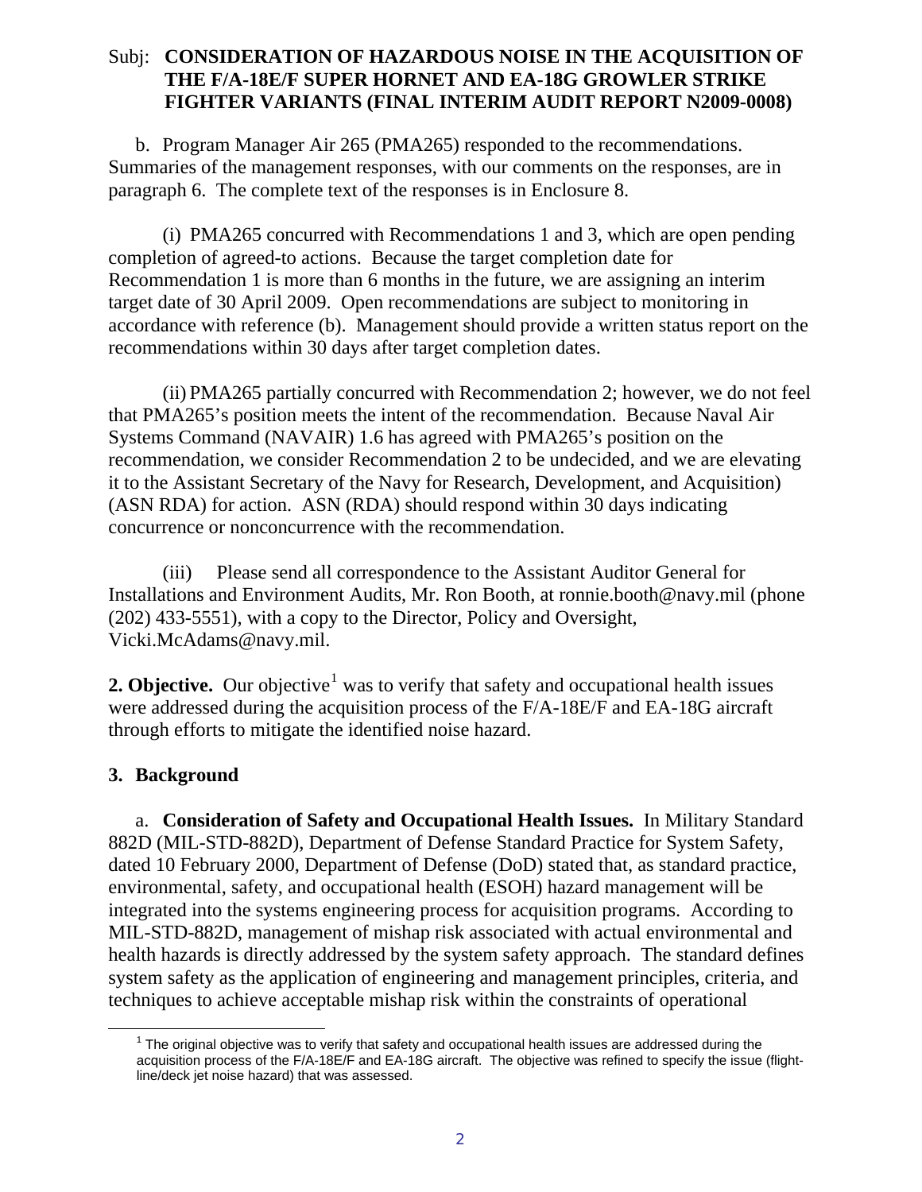Subj: **CONSIDERATION OF HAZARDOUS NOISE IN THE ACQUISITION OF THE F/A-18E/F SUPER HORNET AND EA-18G GROWLER STRIKE FIGHTER VARIANTS (FINAL INTERIM AUDIT REPORT N2009-0008)**

b. Program Manager Air 265 (PMA265) responded to the recommendations. Summaries of the management responses, with our comments on the responses, are in paragraph 6. The complete text of the responses is in Enclosure 8.

(i) PMA265 concurred with Recommendations 1 and 3, which are open pending completion of agreed-to actions. Because the target completion date for Recommendation 1 is more than 6 months in the future, we are assigning an interim target date of 30 April 2009. Open recommendations are subject to monitoring in accordance with reference (b). Management should provide a written status report on the recommendations within 30 days after target completion dates.

(ii) PMA265 partially concurred with Recommendation 2; however, we do not feel that PMA265's position meets the intent of the recommendation. Because Naval Air Systems Command (NAVAIR) 1.6 has agreed with PMA265's position on the recommendation, we consider Recommendation 2 to be undecided, and we are elevating it to the Assistant Secretary of the Navy for Research, Development, and Acquisition) (ASN RDA) for action. ASN (RDA) should respond within 30 days indicating concurrence or nonconcurrence with the recommendation.

(iii) Please send all correspondence to the Assistant Auditor General for Installations and Environment Audits, Mr. Ron Booth, at ronnie.booth@navy.mil (phone (202) 433-5551), with a copy to the Director, Policy and Oversight, Vicki.McAdams@navy.mil.

**2. Objective.** Our objective[1] was to verify that safety and occupational health issues were addressed during the acquisition process of the F/A-18E/F and EA-18G aircraft through efforts to mitigate the identified noise hazard.

**3. Background**

a. **Consideration of Safety and Occupational Health Issues.** In Military Standard 882D (MIL-STD-882D), Department of Defense Standard Practice for System Safety, dated 10 February 2000, Department of Defense (DoD) stated that, as standard practice, environmental, safety, and occupational health (ESOH) hazard management will be integrated into the systems engineering process for acquisition programs. According to MIL-STD-882D, management of mishap risk associated with actual environmental and health hazards is directly addressed by the system safety approach. The standard defines system safety as the application of engineering and management principles, criteria, and techniques to achieve acceptable mishap risk within the constraints of operational

[1] The original objective was to verify that safety and occupational health issues are addressed during the acquisition process of the F/A-18E/F and EA-18G aircraft. The objective was refined to specify the issue (flight-line/deck jet noise hazard) that was assessed.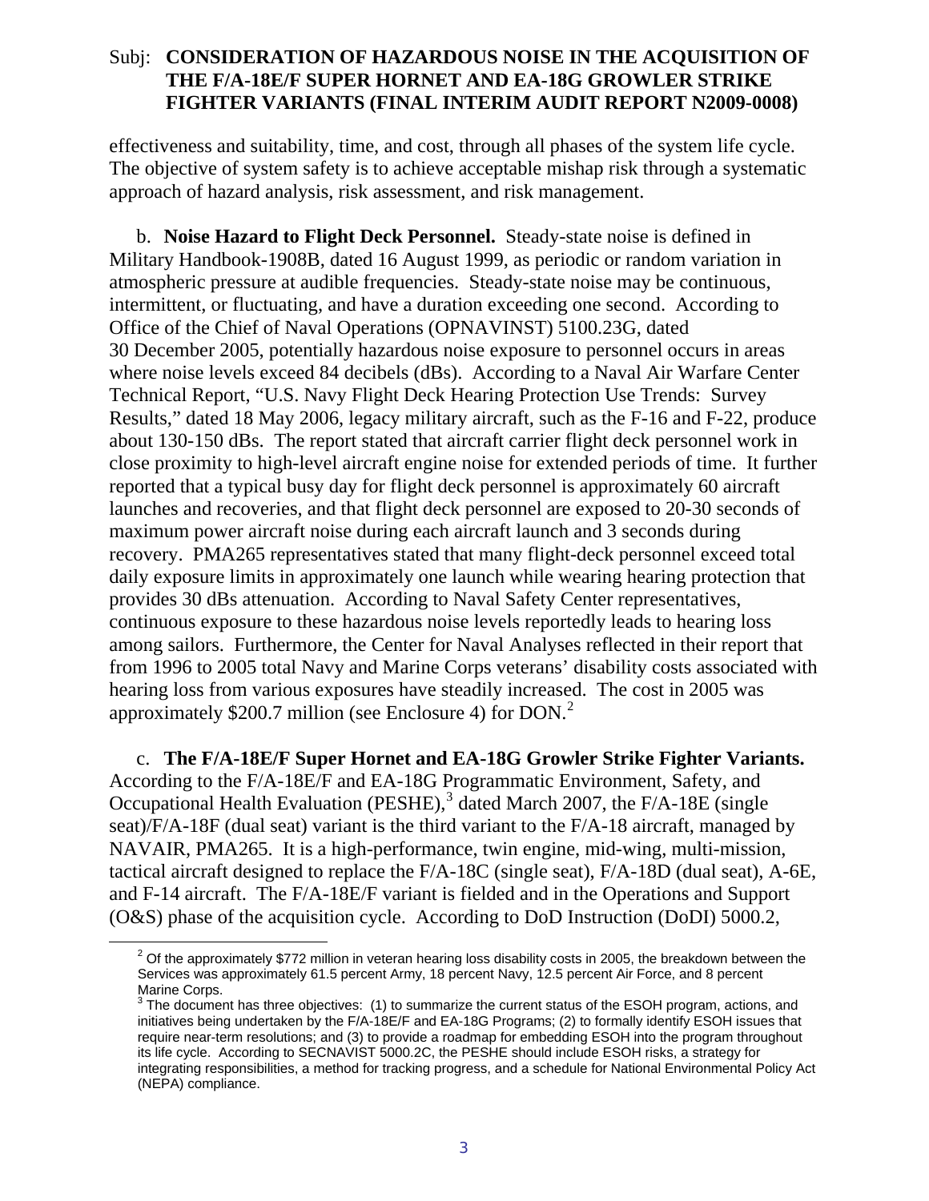effectiveness and suitability, time, and cost, through all phases of the system life cycle. The objective of system safety is to achieve acceptable mishap risk through a systematic approach of hazard analysis, risk assessment, and risk management.

b. **Noise Hazard to Flight Deck Personnel.** Steady-state noise is defined in Military Handbook-1908B, dated 16 August 1999, as periodic or random variation in atmospheric pressure at audible frequencies. Steady-state noise may be continuous, intermittent, or fluctuating, and have a duration exceeding one second. According to Office of the Chief of Naval Operations (OPNAVINST) 5100.23G, dated 30 December 2005, potentially hazardous noise exposure to personnel occurs in areas where noise levels exceed 84 decibels (dBs). According to a Naval Air Warfare Center Technical Report, "U.S. Navy Flight Deck Hearing Protection Use Trends: Survey Results," dated 18 May 2006, legacy military aircraft, such as the F-16 and F-22, produce about 130-150 dBs. The report stated that aircraft carrier flight deck personnel work in close proximity to high-level aircraft engine noise for extended periods of time. It further reported that a typical busy day for flight deck personnel is approximately 60 aircraft launches and recoveries, and that flight deck personnel are exposed to 20-30 seconds of maximum power aircraft noise during each aircraft launch and 3 seconds during recovery. PMA265 representatives stated that many flight-deck personnel exceed total daily exposure limits in approximately one launch while wearing hearing protection that provides 30 dBs attenuation. According to Naval Safety Center representatives, continuous exposure to these hazardous noise levels reportedly leads to hearing loss among sailors. Furthermore, the Center for Naval Analyses reflected in their report that from 1996 to 2005 total Navy and Marine Corps veterans' disability costs associated with hearing loss from various exposures have steadily increased. The cost in 2005 was approximately $200.7 million (see Enclosure 4) for DON.[2]

c. **The F/A-18E/F Super Hornet and EA-18G Growler Strike Fighter Variants.** According to the F/A-18E/F and EA-18G Programmatic Environment, Safety, and Occupational Health Evaluation (PESHE),[3] dated March 2007, the F/A-18E (single seat)/F/A-18F (dual seat) variant is the third variant to the F/A-18 aircraft, managed by NAVAIR, PMA265. It is a high-performance, twin engine, mid-wing, multi-mission, tactical aircraft designed to replace the F/A-18C (single seat), F/A-18D (dual seat), A-6E, and F-14 aircraft. The F/A-18E/F variant is fielded and in the Operations and Support (O&S) phase of the acquisition cycle. According to DoD Instruction (DoDI) 5000.2,

---

[2] Of the approximately $772 million in veteran hearing loss disability costs in 2005, the breakdown between the Services was approximately 61.5 percent Army, 18 percent Navy, 12.5 percent Air Force, and 8 percent Marine Corps.

[3] The document has three objectives: (1) to summarize the current status of the ESOH program, actions, and initiatives being undertaken by the F/A-18E/F and EA-18G Programs; (2) to formally identify ESOH issues that require near-term resolutions; and (3) to provide a roadmap for embedding ESOH into the program throughout its life cycle. According to SECNAVIST 5000.2C, the PESHE should include ESOH risks, a strategy for integrating responsibilities, a method for tracking progress, and a schedule for National Environmental Policy Act (NEPA) compliance.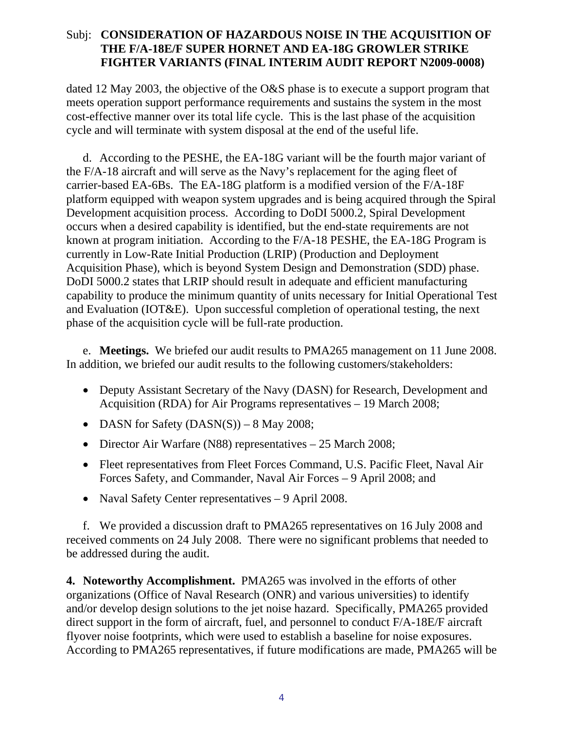dated 12 May 2003, the objective of the O&S phase is to execute a support program that meets operation support performance requirements and sustains the system in the most cost-effective manner over its total life cycle. This is the last phase of the acquisition cycle and will terminate with system disposal at the end of the useful life.

d. According to the PESHE, the EA-18G variant will be the fourth major variant of the F/A-18 aircraft and will serve as the Navy's replacement for the aging fleet of carrier-based EA-6Bs. The EA-18G platform is a modified version of the F/A-18F platform equipped with weapon system upgrades and is being acquired through the Spiral Development acquisition process. According to DoDI 5000.2, Spiral Development occurs when a desired capability is identified, but the end-state requirements are not known at program initiation. According to the F/A-18 PESHE, the EA-18G Program is currently in Low-Rate Initial Production (LRIP) (Production and Deployment Acquisition Phase), which is beyond System Design and Demonstration (SDD) phase. DoDI 5000.2 states that LRIP should result in adequate and efficient manufacturing capability to produce the minimum quantity of units necessary for Initial Operational Test and Evaluation (IOT&E). Upon successful completion of operational testing, the next phase of the acquisition cycle will be full-rate production.

e. **Meetings.** We briefed our audit results to PMA265 management on 11 June 2008. In addition, we briefed our audit results to the following customers/stakeholders:

- Deputy Assistant Secretary of the Navy (DASN) for Research, Development and Acquisition (RDA) for Air Programs representatives – 19 March 2008;
- DASN for Safety (DASN(S)) – 8 May 2008;
- Director Air Warfare (N88) representatives – 25 March 2008;
- Fleet representatives from Fleet Forces Command, U.S. Pacific Fleet, Naval Air Forces Safety, and Commander, Naval Air Forces – 9 April 2008; and
- Naval Safety Center representatives – 9 April 2008.

f. We provided a discussion draft to PMA265 representatives on 16 July 2008 and received comments on 24 July 2008. There were no significant problems that needed to be addressed during the audit.

**4. Noteworthy Accomplishment.** PMA265 was involved in the efforts of other organizations (Office of Naval Research (ONR) and various universities) to identify and/or develop design solutions to the jet noise hazard. Specifically, PMA265 provided direct support in the form of aircraft, fuel, and personnel to conduct F/A-18E/F aircraft flyover noise footprints, which were used to establish a baseline for noise exposures. According to PMA265 representatives, if future modifications are made, PMA265 will be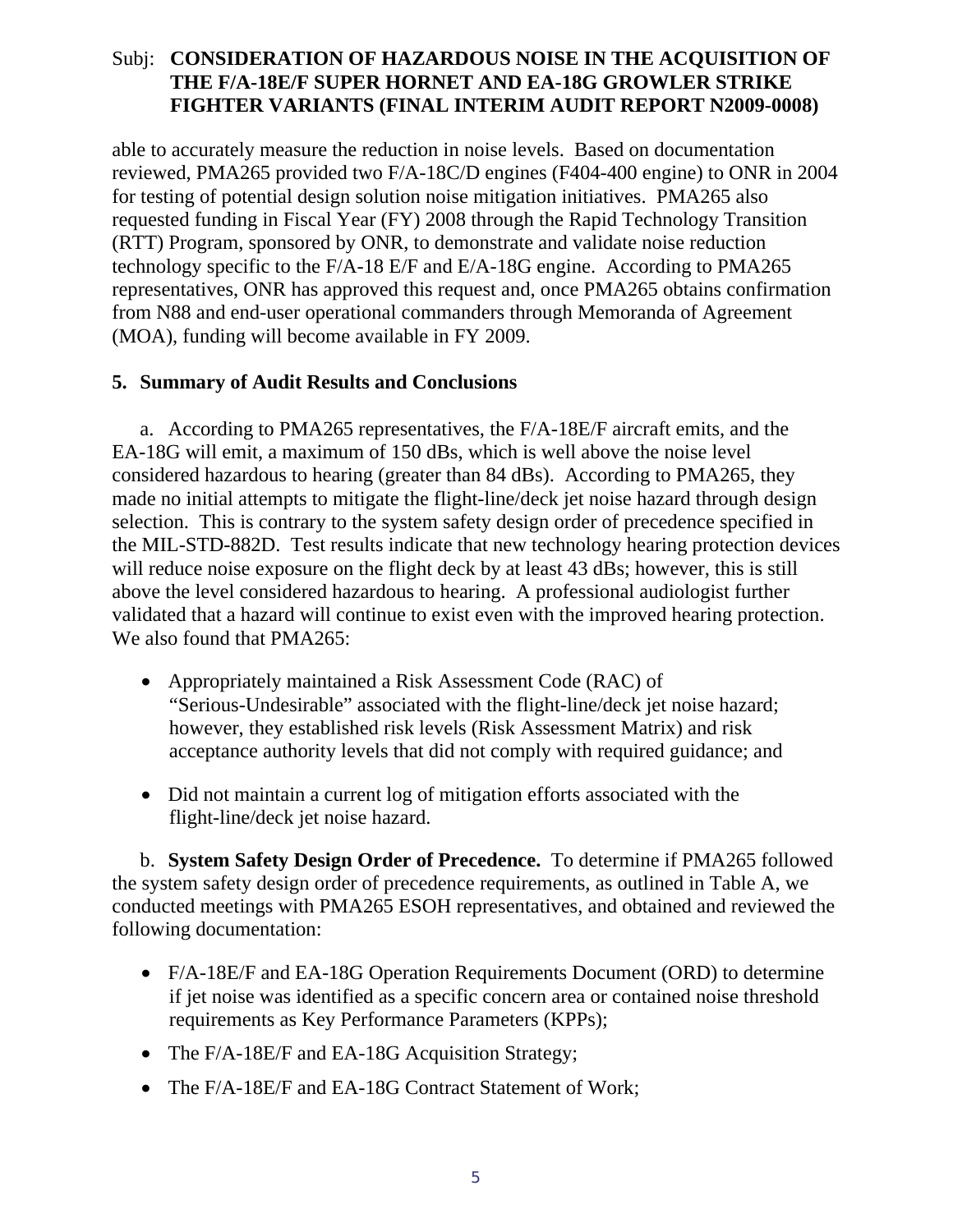able to accurately measure the reduction in noise levels. Based on documentation reviewed, PMA265 provided two F/A-18C/D engines (F404-400 engine) to ONR in 2004 for testing of potential design solution noise mitigation initiatives. PMA265 also requested funding in Fiscal Year (FY) 2008 through the Rapid Technology Transition (RTT) Program, sponsored by ONR, to demonstrate and validate noise reduction technology specific to the F/A-18 E/F and E/A-18G engine. According to PMA265 representatives, ONR has approved this request and, once PMA265 obtains confirmation from N88 and end-user operational commanders through Memoranda of Agreement (MOA), funding will become available in FY 2009.

## 5. Summary of Audit Results and Conclusions

a. According to PMA265 representatives, the F/A-18E/F aircraft emits, and the EA-18G will emit, a maximum of 150 dBs, which is well above the noise level considered hazardous to hearing (greater than 84 dBs). According to PMA265, they made no initial attempts to mitigate the flight-line/deck jet noise hazard through design selection. This is contrary to the system safety design order of precedence specified in the MIL-STD-882D. Test results indicate that new technology hearing protection devices will reduce noise exposure on the flight deck by at least 43 dBs; however, this is still above the level considered hazardous to hearing. A professional audiologist further validated that a hazard will continue to exist even with the improved hearing protection. We also found that PMA265:

- Appropriately maintained a Risk Assessment Code (RAC) of "Serious-Undesirable" associated with the flight-line/deck jet noise hazard; however, they established risk levels (Risk Assessment Matrix) and risk acceptance authority levels that did not comply with required guidance; and

- Did not maintain a current log of mitigation efforts associated with the flight-line/deck jet noise hazard.

b. **System Safety Design Order of Precedence.** To determine if PMA265 followed the system safety design order of precedence requirements, as outlined in Table A, we conducted meetings with PMA265 ESOH representatives, and obtained and reviewed the following documentation:

- F/A-18E/F and EA-18G Operation Requirements Document (ORD) to determine if jet noise was identified as a specific concern area or contained noise threshold requirements as Key Performance Parameters (KPPs);
- The F/A-18E/F and EA-18G Acquisition Strategy;
- The F/A-18E/F and EA-18G Contract Statement of Work;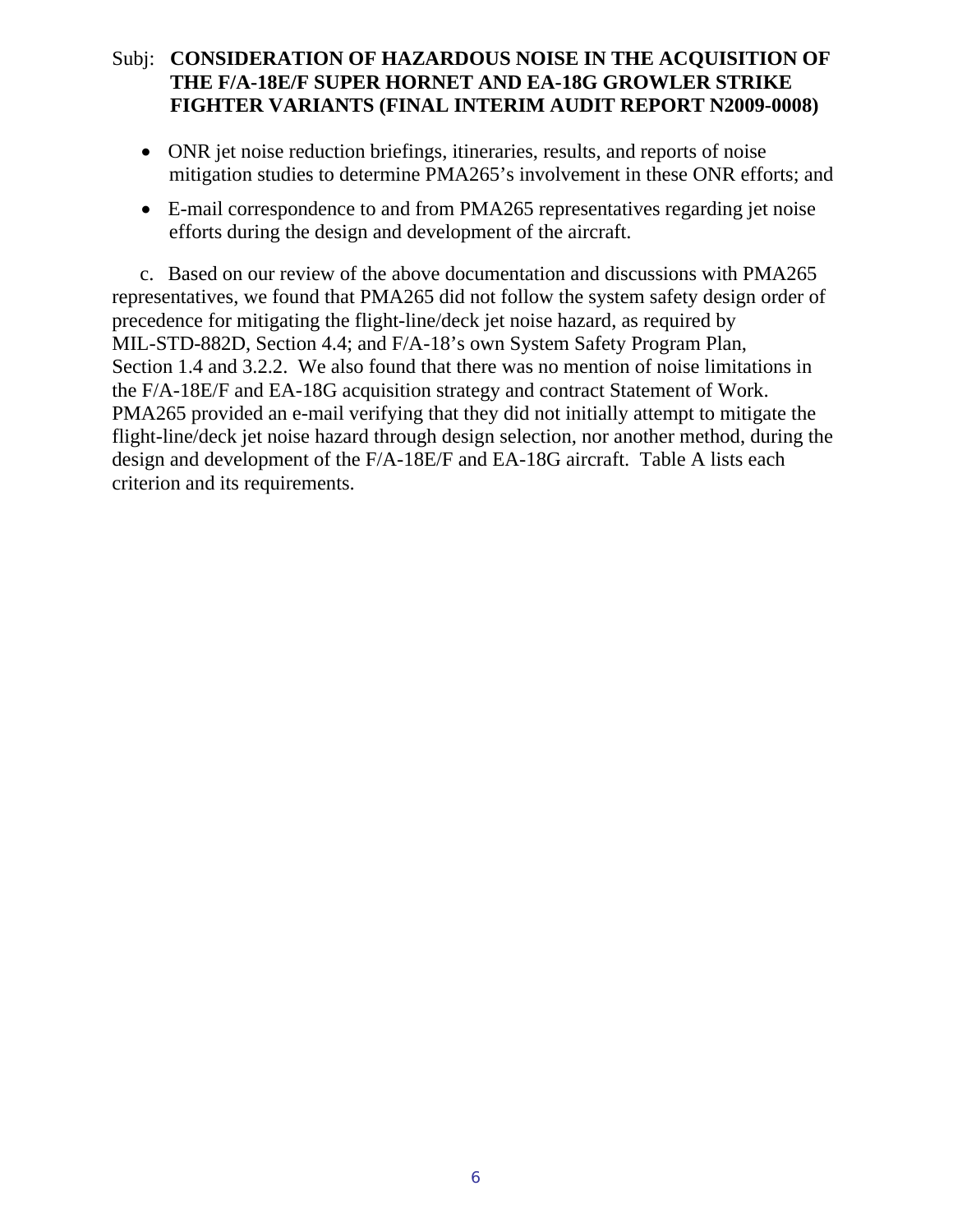- ONR jet noise reduction briefings, itineraries, results, and reports of noise mitigation studies to determine PMA265's involvement in these ONR efforts; and
- E-mail correspondence to and from PMA265 representatives regarding jet noise efforts during the design and development of the aircraft.

c. Based on our review of the above documentation and discussions with PMA265 representatives, we found that PMA265 did not follow the system safety design order of precedence for mitigating the flight-line/deck jet noise hazard, as required by MIL-STD-882D, Section 4.4; and F/A-18's own System Safety Program Plan, Section 1.4 and 3.2.2. We also found that there was no mention of noise limitations in the F/A-18E/F and EA-18G acquisition strategy and contract Statement of Work. PMA265 provided an e-mail verifying that they did not initially attempt to mitigate the flight-line/deck jet noise hazard through design selection, nor another method, during the design and development of the F/A-18E/F and EA-18G aircraft. Table A lists each criterion and its requirements.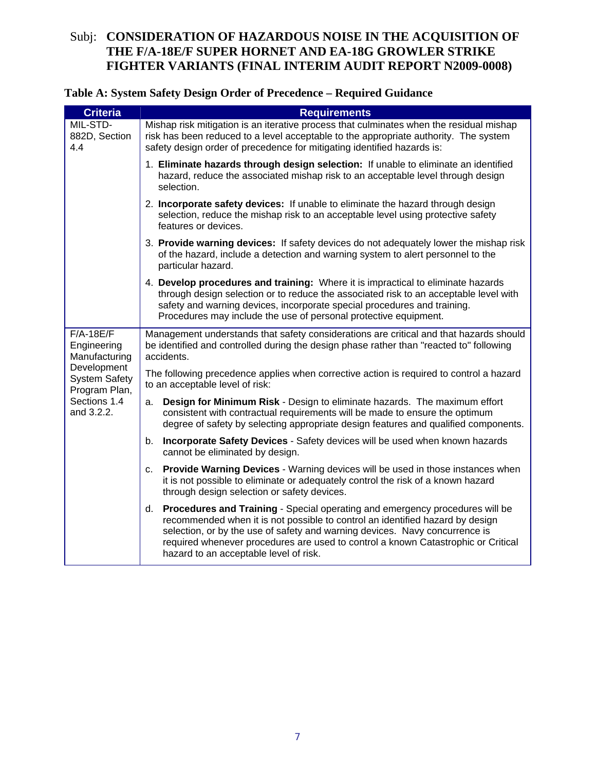Subj: **CONSIDERATION OF HAZARDOUS NOISE IN THE ACQUISITION OF THE F/A-18E/F SUPER HORNET AND EA-18G GROWLER STRIKE FIGHTER VARIANTS (FINAL INTERIM AUDIT REPORT N2009-0008)**

**Table A: System Safety Design Order of Precedence – Required Guidance**

| Criteria | Requirements |
|---|---|
| MIL-STD-882D, Section 4.4 | Mishap risk mitigation is an iterative process that culminates when the residual mishap risk has been reduced to a level acceptable to the appropriate authority. The system safety design order of precedence for mitigating identified hazards is:<br><br>1. **Eliminate hazards through design selection:** If unable to eliminate an identified hazard, reduce the associated mishap risk to an acceptable level through design selection.<br><br>2. **Incorporate safety devices:** If unable to eliminate the hazard through design selection, reduce the mishap risk to an acceptable level using protective safety features or devices.<br><br>3. **Provide warning devices:** If safety devices do not adequately lower the mishap risk of the hazard, include a detection and warning system to alert personnel to the particular hazard.<br><br>4. **Develop procedures and training:** Where it is impractical to eliminate hazards through design selection or to reduce the associated risk to an acceptable level with safety and warning devices, incorporate special procedures and training. Procedures may include the use of personal protective equipment. |
| F/A-18E/F Engineering Manufacturing Development System Safety Program Plan, Sections 1.4 and 3.2.2. | Management understands that safety considerations are critical and that hazards should be identified and controlled during the design phase rather than "reacted to" following accidents.<br><br>The following precedence applies when corrective action is required to control a hazard to an acceptable level of risk:<br><br>a. **Design for Minimum Risk** - Design to eliminate hazards. The maximum effort consistent with contractual requirements will be made to ensure the optimum degree of safety by selecting appropriate design features and qualified components.<br><br>b. **Incorporate Safety Devices** - Safety devices will be used when known hazards cannot be eliminated by design.<br><br>c. **Provide Warning Devices** - Warning devices will be used in those instances when it is not possible to eliminate or adequately control the risk of a known hazard through design selection or safety devices.<br><br>d. **Procedures and Training** - Special operating and emergency procedures will be recommended when it is not possible to control an identified hazard by design selection, or by the use of safety and warning devices. Navy concurrence is required whenever procedures are used to control a known Catastrophic or Critical hazard to an acceptable level of risk. |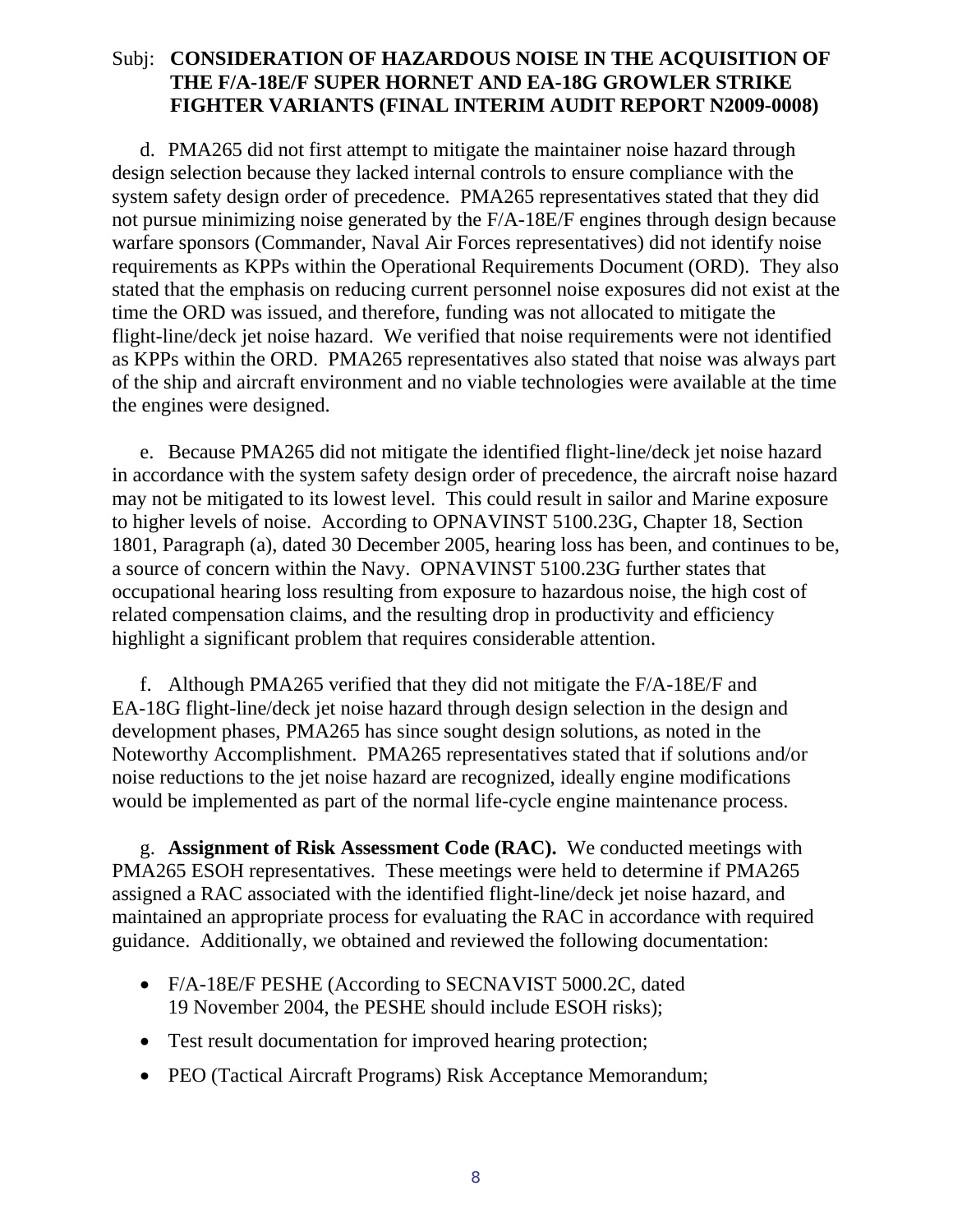Subj: **CONSIDERATION OF HAZARDOUS NOISE IN THE ACQUISITION OF THE F/A-18E/F SUPER HORNET AND EA-18G GROWLER STRIKE FIGHTER VARIANTS (FINAL INTERIM AUDIT REPORT N2009-0008)**

d. PMA265 did not first attempt to mitigate the maintainer noise hazard through design selection because they lacked internal controls to ensure compliance with the system safety design order of precedence. PMA265 representatives stated that they did not pursue minimizing noise generated by the F/A-18E/F engines through design because warfare sponsors (Commander, Naval Air Forces representatives) did not identify noise requirements as KPPs within the Operational Requirements Document (ORD). They also stated that the emphasis on reducing current personnel noise exposures did not exist at the time the ORD was issued, and therefore, funding was not allocated to mitigate the flight-line/deck jet noise hazard. We verified that noise requirements were not identified as KPPs within the ORD. PMA265 representatives also stated that noise was always part of the ship and aircraft environment and no viable technologies were available at the time the engines were designed.

e. Because PMA265 did not mitigate the identified flight-line/deck jet noise hazard in accordance with the system safety design order of precedence, the aircraft noise hazard may not be mitigated to its lowest level. This could result in sailor and Marine exposure to higher levels of noise. According to OPNAVINST 5100.23G, Chapter 18, Section 1801, Paragraph (a), dated 30 December 2005, hearing loss has been, and continues to be, a source of concern within the Navy. OPNAVINST 5100.23G further states that occupational hearing loss resulting from exposure to hazardous noise, the high cost of related compensation claims, and the resulting drop in productivity and efficiency highlight a significant problem that requires considerable attention.

f. Although PMA265 verified that they did not mitigate the F/A-18E/F and EA-18G flight-line/deck jet noise hazard through design selection in the design and development phases, PMA265 has since sought design solutions, as noted in the Noteworthy Accomplishment. PMA265 representatives stated that if solutions and/or noise reductions to the jet noise hazard are recognized, ideally engine modifications would be implemented as part of the normal life-cycle engine maintenance process.

g. **Assignment of Risk Assessment Code (RAC).** We conducted meetings with PMA265 ESOH representatives. These meetings were held to determine if PMA265 assigned a RAC associated with the identified flight-line/deck jet noise hazard, and maintained an appropriate process for evaluating the RAC in accordance with required guidance. Additionally, we obtained and reviewed the following documentation:

- F/A-18E/F PESHE (According to SECNAVIST 5000.2C, dated 19 November 2004, the PESHE should include ESOH risks);
- Test result documentation for improved hearing protection;
- PEO (Tactical Aircraft Programs) Risk Acceptance Memorandum;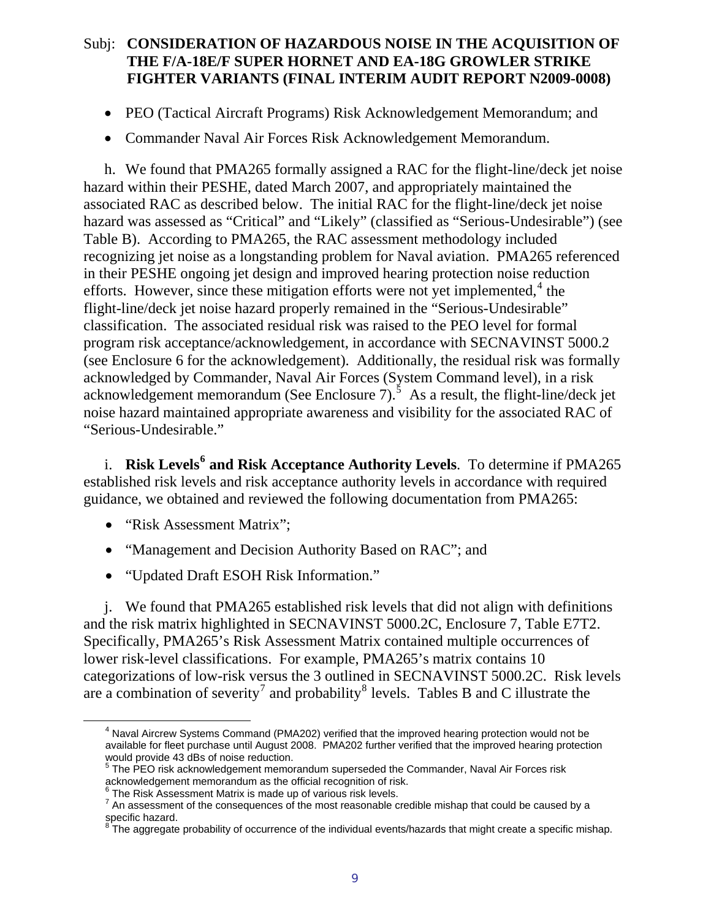Subj: **CONSIDERATION OF HAZARDOUS NOISE IN THE ACQUISITION OF THE F/A-18E/F SUPER HORNET AND EA-18G GROWLER STRIKE FIGHTER VARIANTS (FINAL INTERIM AUDIT REPORT N2009-0008)**

- PEO (Tactical Aircraft Programs) Risk Acknowledgement Memorandum; and
- Commander Naval Air Forces Risk Acknowledgement Memorandum.

h. We found that PMA265 formally assigned a RAC for the flight-line/deck jet noise hazard within their PESHE, dated March 2007, and appropriately maintained the associated RAC as described below. The initial RAC for the flight-line/deck jet noise hazard was assessed as "Critical" and "Likely" (classified as "Serious-Undesirable") (see Table B). According to PMA265, the RAC assessment methodology included recognizing jet noise as a longstanding problem for Naval aviation. PMA265 referenced in their PESHE ongoing jet design and improved hearing protection noise reduction efforts. However, since these mitigation efforts were not yet implemented,[4] the flight-line/deck jet noise hazard properly remained in the "Serious-Undesirable" classification. The associated residual risk was raised to the PEO level for formal program risk acceptance/acknowledgement, in accordance with SECNAVINST 5000.2 (see Enclosure 6 for the acknowledgement). Additionally, the residual risk was formally acknowledged by Commander, Naval Air Forces (System Command level), in a risk acknowledgement memorandum (See Enclosure 7).[5] As a result, the flight-line/deck jet noise hazard maintained appropriate awareness and visibility for the associated RAC of "Serious-Undesirable."

i. **Risk Levels[6] and Risk Acceptance Authority Levels**. To determine if PMA265 established risk levels and risk acceptance authority levels in accordance with required guidance, we obtained and reviewed the following documentation from PMA265:

- "Risk Assessment Matrix";
- "Management and Decision Authority Based on RAC"; and
- "Updated Draft ESOH Risk Information."

j. We found that PMA265 established risk levels that did not align with definitions and the risk matrix highlighted in SECNAVINST 5000.2C, Enclosure 7, Table E7T2. Specifically, PMA265's Risk Assessment Matrix contained multiple occurrences of lower risk-level classifications. For example, PMA265's matrix contains 10 categorizations of low-risk versus the 3 outlined in SECNAVINST 5000.2C. Risk levels are a combination of severity[7] and probability[8] levels. Tables B and C illustrate the

---

[4] Naval Aircrew Systems Command (PMA202) verified that the improved hearing protection would not be available for fleet purchase until August 2008. PMA202 further verified that the improved hearing protection would provide 43 dBs of noise reduction.

[5] The PEO risk acknowledgement memorandum superseded the Commander, Naval Air Forces risk acknowledgement memorandum as the official recognition of risk.

[6] The Risk Assessment Matrix is made up of various risk levels.

[7] An assessment of the consequences of the most reasonable credible mishap that could be caused by a specific hazard.

[8] The aggregate probability of occurrence of the individual events/hazards that might create a specific mishap.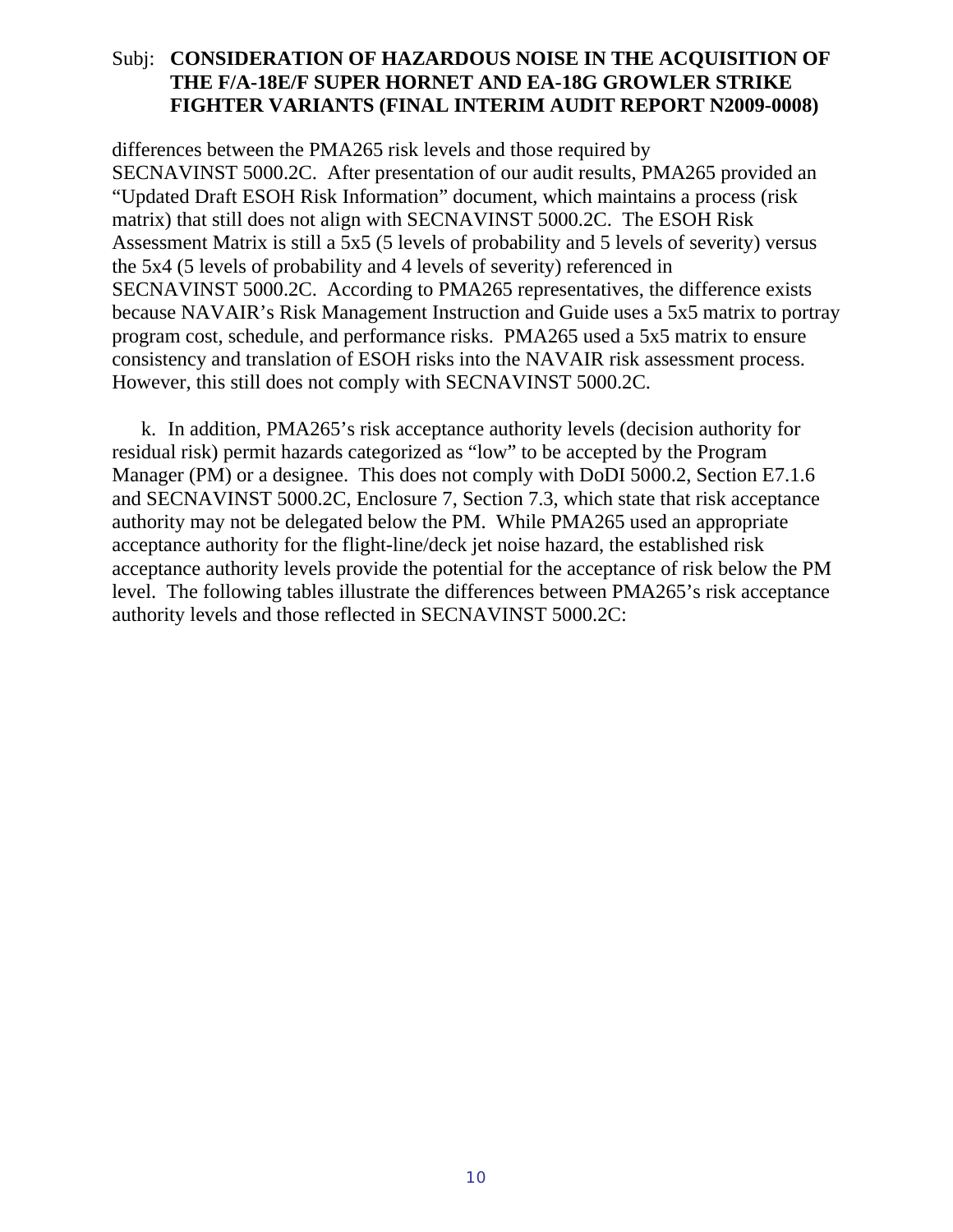differences between the PMA265 risk levels and those required by SECNAVINST 5000.2C. After presentation of our audit results, PMA265 provided an "Updated Draft ESOH Risk Information" document, which maintains a process (risk matrix) that still does not align with SECNAVINST 5000.2C. The ESOH Risk Assessment Matrix is still a 5x5 (5 levels of probability and 5 levels of severity) versus the 5x4 (5 levels of probability and 4 levels of severity) referenced in SECNAVINST 5000.2C. According to PMA265 representatives, the difference exists because NAVAIR's Risk Management Instruction and Guide uses a 5x5 matrix to portray program cost, schedule, and performance risks. PMA265 used a 5x5 matrix to ensure consistency and translation of ESOH risks into the NAVAIR risk assessment process. However, this still does not comply with SECNAVINST 5000.2C.

k. In addition, PMA265's risk acceptance authority levels (decision authority for residual risk) permit hazards categorized as "low" to be accepted by the Program Manager (PM) or a designee. This does not comply with DoDI 5000.2, Section E7.1.6 and SECNAVINST 5000.2C, Enclosure 7, Section 7.3, which state that risk acceptance authority may not be delegated below the PM. While PMA265 used an appropriate acceptance authority for the flight-line/deck jet noise hazard, the established risk acceptance authority levels provide the potential for the acceptance of risk below the PM level. The following tables illustrate the differences between PMA265's risk acceptance authority levels and those reflected in SECNAVINST 5000.2C: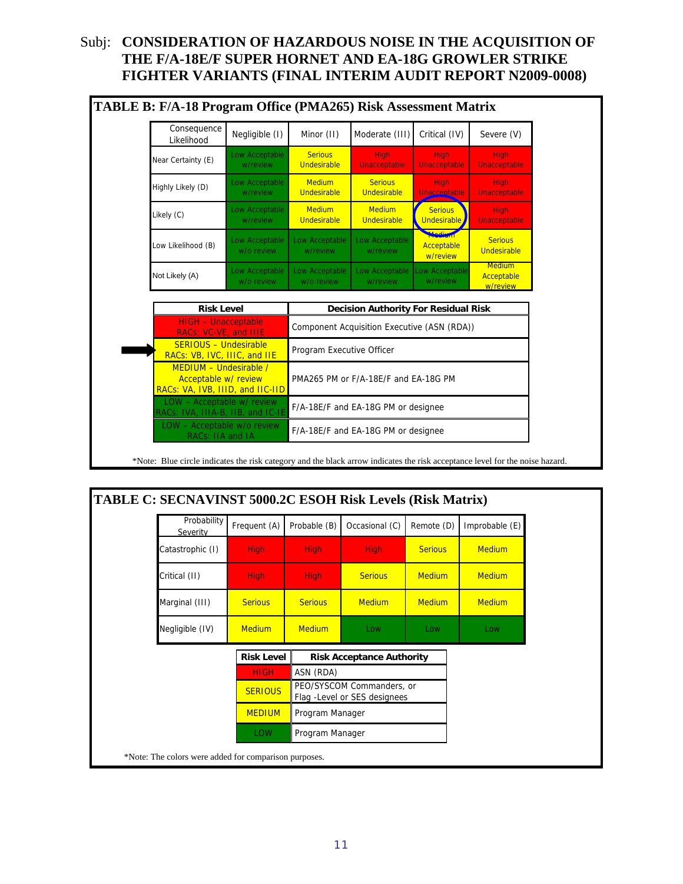Subj: **CONSIDERATION OF HAZARDOUS NOISE IN THE ACQUISITION OF THE F/A-18E/F SUPER HORNET AND EA-18G GROWLER STRIKE FIGHTER VARIANTS (FINAL INTERIM AUDIT REPORT N2009-0008)**

**TABLE B: F/A-18 Program Office (PMA265) Risk Assessment Matrix**

| Consequence / Likelihood | Negligible (I) | Minor (II) | Moderate (III) | Critical (IV) | Severe (V) |
|---|---|---|---|---|---|
| Near Certainty (E) | Low Acceptable w/review | Serious Undesirable | High Unacceptable | High Unacceptable | High Unacceptable |
| Highly Likely (D) | Low Acceptable w/review | Medium Undesirable | Serious Undesirable | High Unacceptable | High Unacceptable |
| Likely (C) | Low Acceptable w/review | Medium Undesirable | Medium Undesirable | Serious Undesirable | High Unacceptable |
| Low Likelihood (B) | Low Acceptable w/o review | Low Acceptable w/review | Low Acceptable w/review | Medium Acceptable w/review | Serious Undesirable |
| Not Likely (A) | Low Acceptable w/o review | Low Acceptable w/o review | Low Acceptable w/review | Low Acceptable w/review | Medium Acceptable w/review |

| Risk Level | Decision Authority For Residual Risk |
|---|---|
| HIGH – Unacceptable RACs: VC-VE, and IIIE | Component Acquisition Executive (ASN (RDA)) |
| SERIOUS – Undesirable RACs: VB, IVC, IIIC, and IIE | Program Executive Officer |
| MEDIUM – Undesirable / Acceptable w/ review RACs: VA, IVB, IIID, and IIC-IID | PMA265 PM or F/A-18E/F and EA-18G PM |
| LOW – Acceptable w/ review RACs: IVA, IIIA-B, IIB, and IC-IE | F/A-18E/F and EA-18G PM or designee |
| LOW – Acceptable w/o review RACs: IIA and IA | F/A-18E/F and EA-18G PM or designee |

*Note: Blue circle indicates the risk category and the black arrow indicates the risk acceptance level for the noise hazard.

**TABLE C: SECNAVINST 5000.2C ESOH Risk Levels (Risk Matrix)**

| Probability / Severity | Frequent (A) | Probable (B) | Occasional (C) | Remote (D) | Improbable (E) |
|---|---|---|---|---|---|
| Catastrophic (I) | High | High | High | Serious | Medium |
| Critical (II) | High | High | Serious | Medium | Medium |
| Marginal (III) | Serious | Serious | Medium | Medium | Medium |
| Negligible (IV) | Medium | Medium | Low | Low | Low |

| Risk Level | Risk Acceptance Authority |
|---|---|
| HIGH | ASN (RDA) |
| SERIOUS | PEO/SYSCOM Commanders, or Flag -Level or SES designees |
| MEDIUM | Program Manager |
| LOW | Program Manager |

*Note: The colors were added for comparison purposes.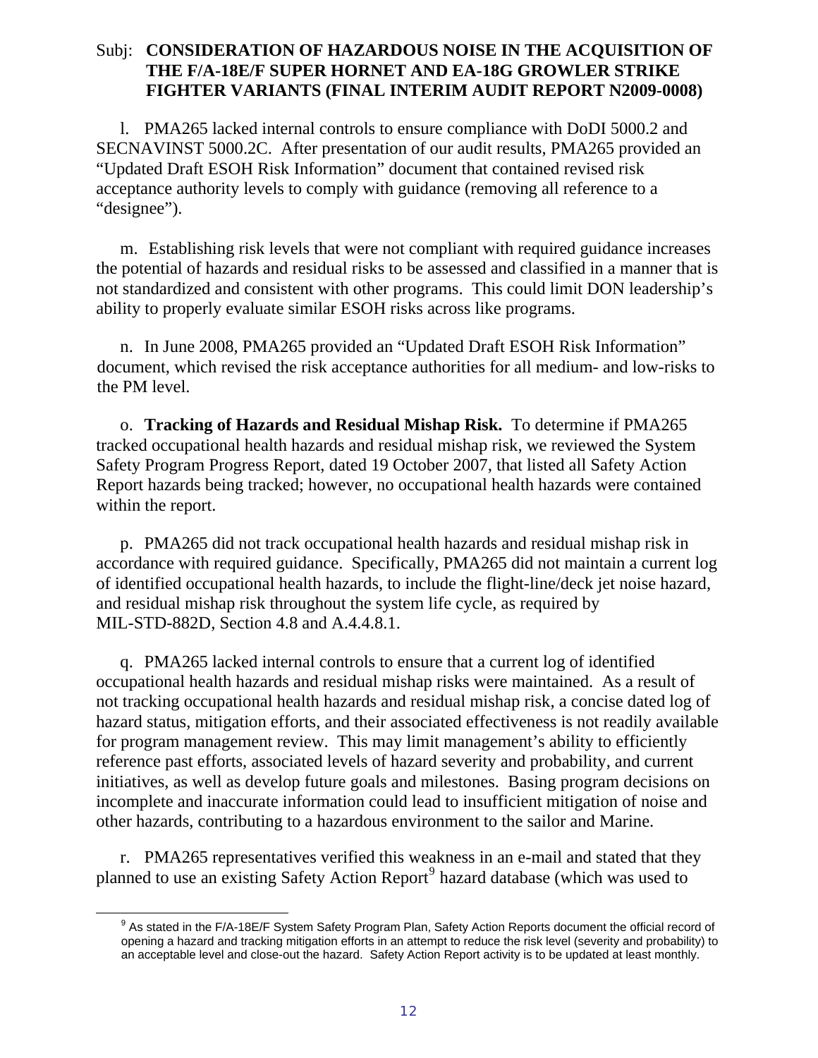Subj: **CONSIDERATION OF HAZARDOUS NOISE IN THE ACQUISITION OF THE F/A-18E/F SUPER HORNET AND EA-18G GROWLER STRIKE FIGHTER VARIANTS (FINAL INTERIM AUDIT REPORT N2009-0008)**

l. PMA265 lacked internal controls to ensure compliance with DoDI 5000.2 and SECNAVINST 5000.2C. After presentation of our audit results, PMA265 provided an "Updated Draft ESOH Risk Information" document that contained revised risk acceptance authority levels to comply with guidance (removing all reference to a "designee").

m. Establishing risk levels that were not compliant with required guidance increases the potential of hazards and residual risks to be assessed and classified in a manner that is not standardized and consistent with other programs. This could limit DON leadership's ability to properly evaluate similar ESOH risks across like programs.

n. In June 2008, PMA265 provided an "Updated Draft ESOH Risk Information" document, which revised the risk acceptance authorities for all medium- and low-risks to the PM level.

o. **Tracking of Hazards and Residual Mishap Risk.** To determine if PMA265 tracked occupational health hazards and residual mishap risk, we reviewed the System Safety Program Progress Report, dated 19 October 2007, that listed all Safety Action Report hazards being tracked; however, no occupational health hazards were contained within the report.

p. PMA265 did not track occupational health hazards and residual mishap risk in accordance with required guidance. Specifically, PMA265 did not maintain a current log of identified occupational health hazards, to include the flight-line/deck jet noise hazard, and residual mishap risk throughout the system life cycle, as required by MIL-STD-882D, Section 4.8 and A.4.4.8.1.

q. PMA265 lacked internal controls to ensure that a current log of identified occupational health hazards and residual mishap risks were maintained. As a result of not tracking occupational health hazards and residual mishap risk, a concise dated log of hazard status, mitigation efforts, and their associated effectiveness is not readily available for program management review. This may limit management's ability to efficiently reference past efforts, associated levels of hazard severity and probability, and current initiatives, as well as develop future goals and milestones. Basing program decisions on incomplete and inaccurate information could lead to insufficient mitigation of noise and other hazards, contributing to a hazardous environment to the sailor and Marine.

r. PMA265 representatives verified this weakness in an e-mail and stated that they planned to use an existing Safety Action Report[9] hazard database (which was used to

[9] As stated in the F/A-18E/F System Safety Program Plan, Safety Action Reports document the official record of opening a hazard and tracking mitigation efforts in an attempt to reduce the risk level (severity and probability) to an acceptable level and close-out the hazard. Safety Action Report activity is to be updated at least monthly.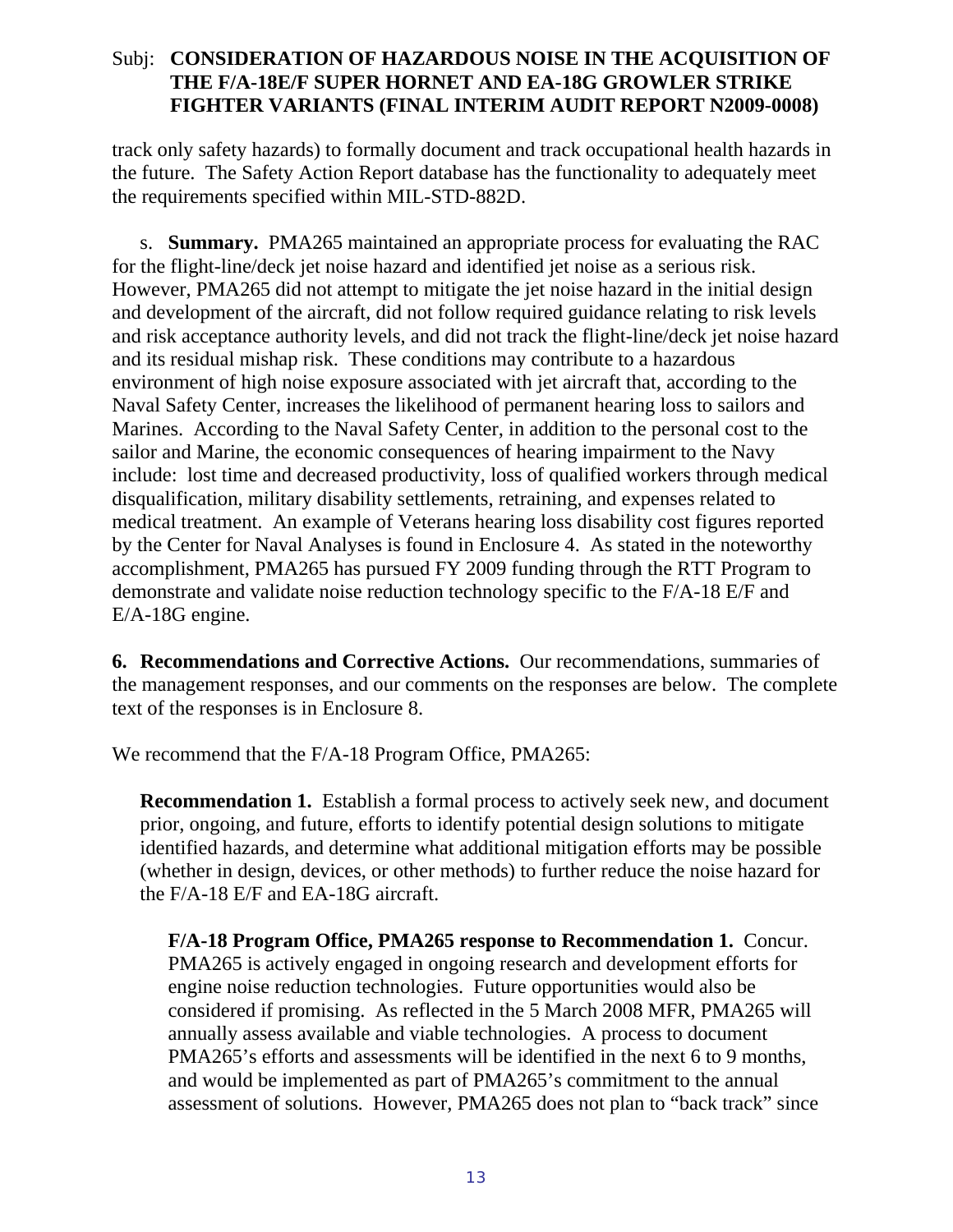track only safety hazards) to formally document and track occupational health hazards in the future. The Safety Action Report database has the functionality to adequately meet the requirements specified within MIL-STD-882D.

s. **Summary.** PMA265 maintained an appropriate process for evaluating the RAC for the flight-line/deck jet noise hazard and identified jet noise as a serious risk. However, PMA265 did not attempt to mitigate the jet noise hazard in the initial design and development of the aircraft, did not follow required guidance relating to risk levels and risk acceptance authority levels, and did not track the flight-line/deck jet noise hazard and its residual mishap risk. These conditions may contribute to a hazardous environment of high noise exposure associated with jet aircraft that, according to the Naval Safety Center, increases the likelihood of permanent hearing loss to sailors and Marines. According to the Naval Safety Center, in addition to the personal cost to the sailor and Marine, the economic consequences of hearing impairment to the Navy include: lost time and decreased productivity, loss of qualified workers through medical disqualification, military disability settlements, retraining, and expenses related to medical treatment. An example of Veterans hearing loss disability cost figures reported by the Center for Naval Analyses is found in Enclosure 4. As stated in the noteworthy accomplishment, PMA265 has pursued FY 2009 funding through the RTT Program to demonstrate and validate noise reduction technology specific to the F/A-18 E/F and E/A-18G engine.

**6. Recommendations and Corrective Actions.** Our recommendations, summaries of the management responses, and our comments on the responses are below. The complete text of the responses is in Enclosure 8.

We recommend that the F/A-18 Program Office, PMA265:

**Recommendation 1.** Establish a formal process to actively seek new, and document prior, ongoing, and future, efforts to identify potential design solutions to mitigate identified hazards, and determine what additional mitigation efforts may be possible (whether in design, devices, or other methods) to further reduce the noise hazard for the F/A-18 E/F and EA-18G aircraft.

**F/A-18 Program Office, PMA265 response to Recommendation 1.** Concur. PMA265 is actively engaged in ongoing research and development efforts for engine noise reduction technologies. Future opportunities would also be considered if promising. As reflected in the 5 March 2008 MFR, PMA265 will annually assess available and viable technologies. A process to document PMA265's efforts and assessments will be identified in the next 6 to 9 months, and would be implemented as part of PMA265's commitment to the annual assessment of solutions. However, PMA265 does not plan to "back track" since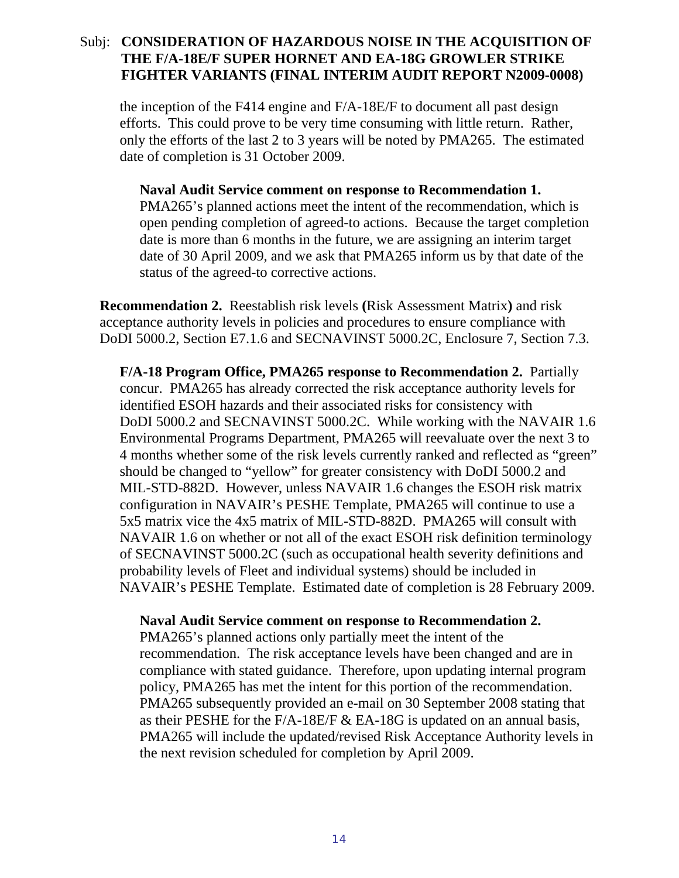the inception of the F414 engine and F/A-18E/F to document all past design efforts. This could prove to be very time consuming with little return. Rather, only the efforts of the last 2 to 3 years will be noted by PMA265. The estimated date of completion is 31 October 2009.

**Naval Audit Service comment on response to Recommendation 1.** PMA265's planned actions meet the intent of the recommendation, which is open pending completion of agreed-to actions. Because the target completion date is more than 6 months in the future, we are assigning an interim target date of 30 April 2009, and we ask that PMA265 inform us by that date of the status of the agreed-to corrective actions.

**Recommendation 2.** Reestablish risk levels **(**Risk Assessment Matrix**)** and risk acceptance authority levels in policies and procedures to ensure compliance with DoDI 5000.2, Section E7.1.6 and SECNAVINST 5000.2C, Enclosure 7, Section 7.3.

**F/A-18 Program Office, PMA265 response to Recommendation 2.** Partially concur. PMA265 has already corrected the risk acceptance authority levels for identified ESOH hazards and their associated risks for consistency with DoDI 5000.2 and SECNAVINST 5000.2C. While working with the NAVAIR 1.6 Environmental Programs Department, PMA265 will reevaluate over the next 3 to 4 months whether some of the risk levels currently ranked and reflected as "green" should be changed to "yellow" for greater consistency with DoDI 5000.2 and MIL-STD-882D. However, unless NAVAIR 1.6 changes the ESOH risk matrix configuration in NAVAIR's PESHE Template, PMA265 will continue to use a 5x5 matrix vice the 4x5 matrix of MIL-STD-882D. PMA265 will consult with NAVAIR 1.6 on whether or not all of the exact ESOH risk definition terminology of SECNAVINST 5000.2C (such as occupational health severity definitions and probability levels of Fleet and individual systems) should be included in NAVAIR's PESHE Template. Estimated date of completion is 28 February 2009.

**Naval Audit Service comment on response to Recommendation 2.** PMA265's planned actions only partially meet the intent of the recommendation. The risk acceptance levels have been changed and are in compliance with stated guidance. Therefore, upon updating internal program policy, PMA265 has met the intent for this portion of the recommendation. PMA265 subsequently provided an e-mail on 30 September 2008 stating that as their PESHE for the F/A-18E/F & EA-18G is updated on an annual basis, PMA265 will include the updated/revised Risk Acceptance Authority levels in the next revision scheduled for completion by April 2009.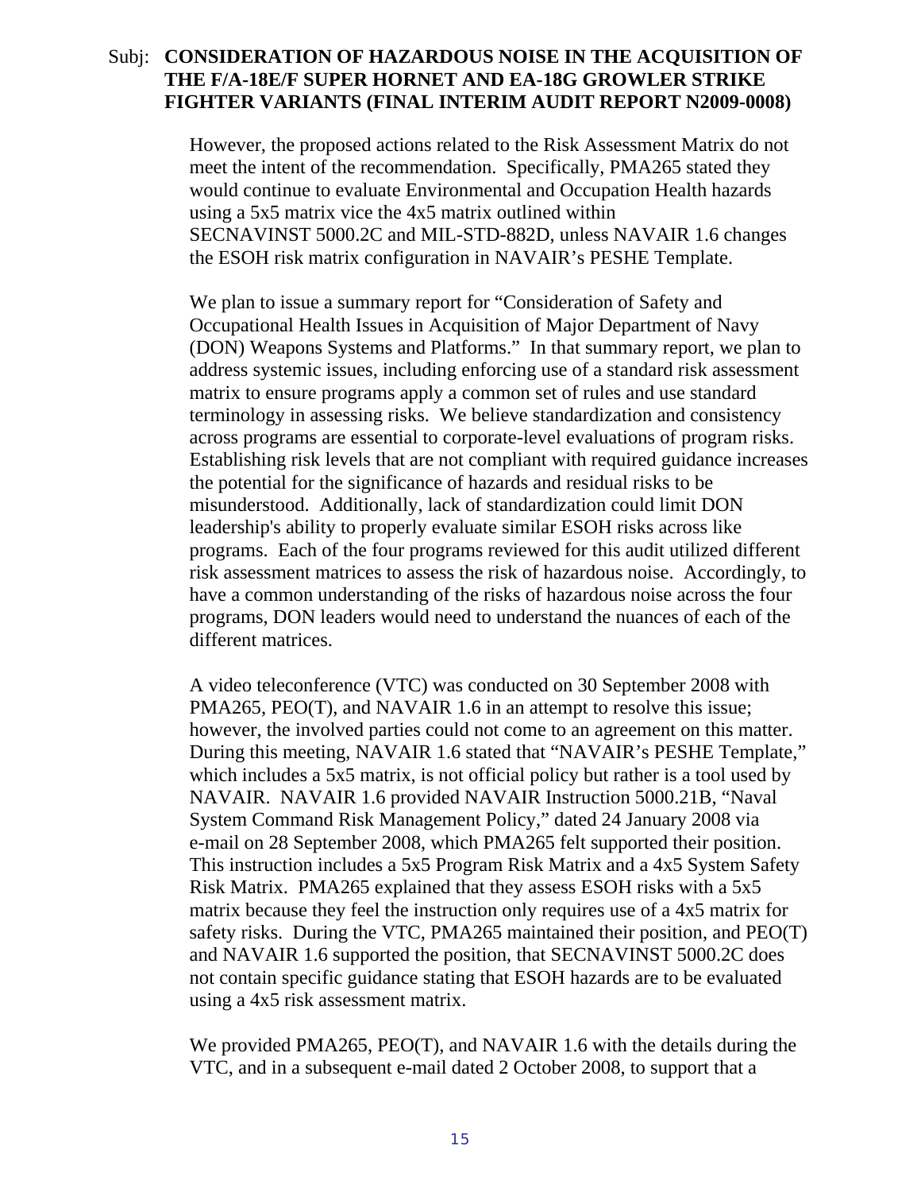However, the proposed actions related to the Risk Assessment Matrix do not meet the intent of the recommendation. Specifically, PMA265 stated they would continue to evaluate Environmental and Occupation Health hazards using a 5x5 matrix vice the 4x5 matrix outlined within SECNAVINST 5000.2C and MIL-STD-882D, unless NAVAIR 1.6 changes the ESOH risk matrix configuration in NAVAIR's PESHE Template.

We plan to issue a summary report for "Consideration of Safety and Occupational Health Issues in Acquisition of Major Department of Navy (DON) Weapons Systems and Platforms." In that summary report, we plan to address systemic issues, including enforcing use of a standard risk assessment matrix to ensure programs apply a common set of rules and use standard terminology in assessing risks. We believe standardization and consistency across programs are essential to corporate-level evaluations of program risks. Establishing risk levels that are not compliant with required guidance increases the potential for the significance of hazards and residual risks to be misunderstood. Additionally, lack of standardization could limit DON leadership's ability to properly evaluate similar ESOH risks across like programs. Each of the four programs reviewed for this audit utilized different risk assessment matrices to assess the risk of hazardous noise. Accordingly, to have a common understanding of the risks of hazardous noise across the four programs, DON leaders would need to understand the nuances of each of the different matrices.

A video teleconference (VTC) was conducted on 30 September 2008 with PMA265, PEO(T), and NAVAIR 1.6 in an attempt to resolve this issue; however, the involved parties could not come to an agreement on this matter. During this meeting, NAVAIR 1.6 stated that "NAVAIR's PESHE Template," which includes a 5x5 matrix, is not official policy but rather is a tool used by NAVAIR. NAVAIR 1.6 provided NAVAIR Instruction 5000.21B, "Naval System Command Risk Management Policy," dated 24 January 2008 via e-mail on 28 September 2008, which PMA265 felt supported their position. This instruction includes a 5x5 Program Risk Matrix and a 4x5 System Safety Risk Matrix. PMA265 explained that they assess ESOH risks with a 5x5 matrix because they feel the instruction only requires use of a 4x5 matrix for safety risks. During the VTC, PMA265 maintained their position, and PEO(T) and NAVAIR 1.6 supported the position, that SECNAVINST 5000.2C does not contain specific guidance stating that ESOH hazards are to be evaluated using a 4x5 risk assessment matrix.

We provided PMA265, PEO(T), and NAVAIR 1.6 with the details during the VTC, and in a subsequent e-mail dated 2 October 2008, to support that a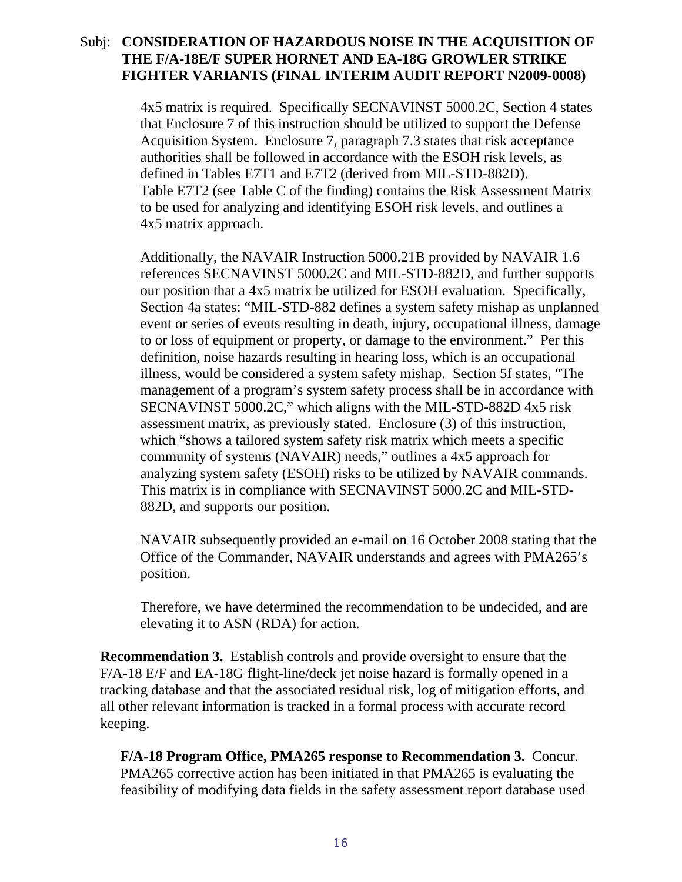4x5 matrix is required. Specifically SECNAVINST 5000.2C, Section 4 states that Enclosure 7 of this instruction should be utilized to support the Defense Acquisition System. Enclosure 7, paragraph 7.3 states that risk acceptance authorities shall be followed in accordance with the ESOH risk levels, as defined in Tables E7T1 and E7T2 (derived from MIL-STD-882D). Table E7T2 (see Table C of the finding) contains the Risk Assessment Matrix to be used for analyzing and identifying ESOH risk levels, and outlines a 4x5 matrix approach.

Additionally, the NAVAIR Instruction 5000.21B provided by NAVAIR 1.6 references SECNAVINST 5000.2C and MIL-STD-882D, and further supports our position that a 4x5 matrix be utilized for ESOH evaluation. Specifically, Section 4a states: "MIL-STD-882 defines a system safety mishap as unplanned event or series of events resulting in death, injury, occupational illness, damage to or loss of equipment or property, or damage to the environment." Per this definition, noise hazards resulting in hearing loss, which is an occupational illness, would be considered a system safety mishap. Section 5f states, "The management of a program's system safety process shall be in accordance with SECNAVINST 5000.2C," which aligns with the MIL-STD-882D 4x5 risk assessment matrix, as previously stated. Enclosure (3) of this instruction, which "shows a tailored system safety risk matrix which meets a specific community of systems (NAVAIR) needs," outlines a 4x5 approach for analyzing system safety (ESOH) risks to be utilized by NAVAIR commands. This matrix is in compliance with SECNAVINST 5000.2C and MIL-STD-882D, and supports our position.

NAVAIR subsequently provided an e-mail on 16 October 2008 stating that the Office of the Commander, NAVAIR understands and agrees with PMA265's position.

Therefore, we have determined the recommendation to be undecided, and are elevating it to ASN (RDA) for action.

**Recommendation 3.** Establish controls and provide oversight to ensure that the F/A-18 E/F and EA-18G flight-line/deck jet noise hazard is formally opened in a tracking database and that the associated residual risk, log of mitigation efforts, and all other relevant information is tracked in a formal process with accurate record keeping.

**F/A-18 Program Office, PMA265 response to Recommendation 3.** Concur. PMA265 corrective action has been initiated in that PMA265 is evaluating the feasibility of modifying data fields in the safety assessment report database used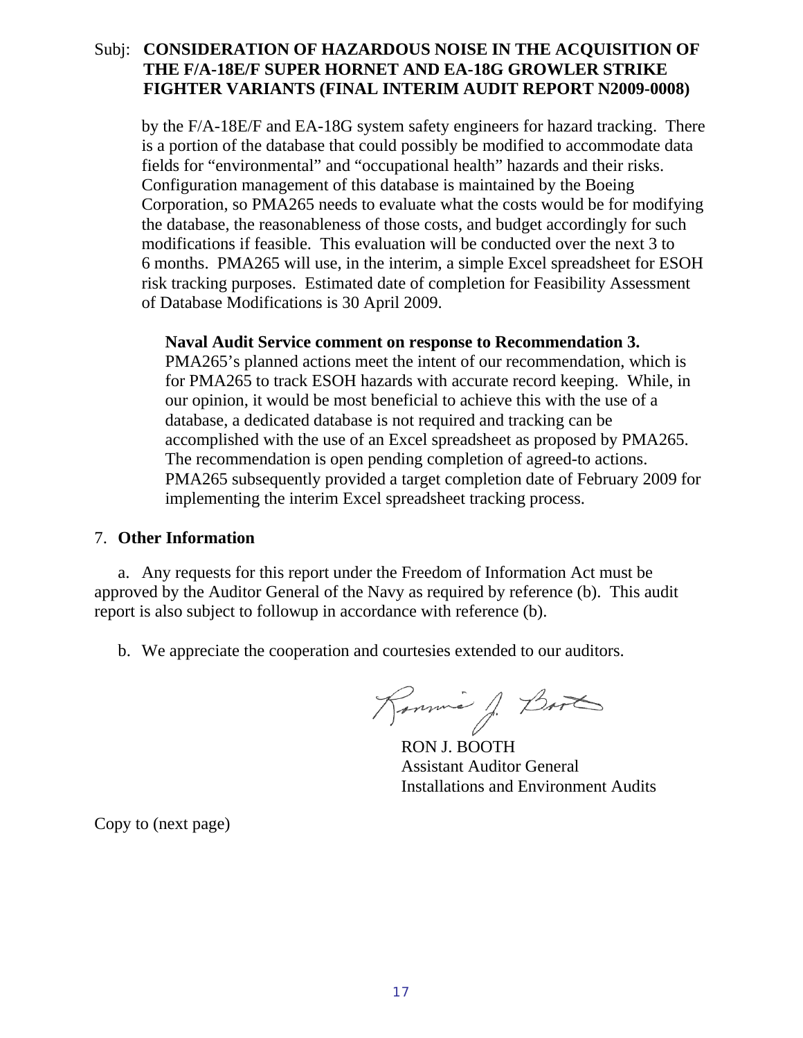by the F/A-18E/F and EA-18G system safety engineers for hazard tracking. There is a portion of the database that could possibly be modified to accommodate data fields for "environmental" and "occupational health" hazards and their risks. Configuration management of this database is maintained by the Boeing Corporation, so PMA265 needs to evaluate what the costs would be for modifying the database, the reasonableness of those costs, and budget accordingly for such modifications if feasible. This evaluation will be conducted over the next 3 to 6 months. PMA265 will use, in the interim, a simple Excel spreadsheet for ESOH risk tracking purposes. Estimated date of completion for Feasibility Assessment of Database Modifications is 30 April 2009.

**Naval Audit Service comment on response to Recommendation 3.** PMA265's planned actions meet the intent of our recommendation, which is for PMA265 to track ESOH hazards with accurate record keeping. While, in our opinion, it would be most beneficial to achieve this with the use of a database, a dedicated database is not required and tracking can be accomplished with the use of an Excel spreadsheet as proposed by PMA265. The recommendation is open pending completion of agreed-to actions. PMA265 subsequently provided a target completion date of February 2009 for implementing the interim Excel spreadsheet tracking process.

7. **Other Information**

a. Any requests for this report under the Freedom of Information Act must be approved by the Auditor General of the Navy as required by reference (b). This audit report is also subject to followup in accordance with reference (b).

b. We appreciate the cooperation and courtesies extended to our auditors.

RON J. BOOTH
Assistant Auditor General
Installations and Environment Audits

Copy to (next page)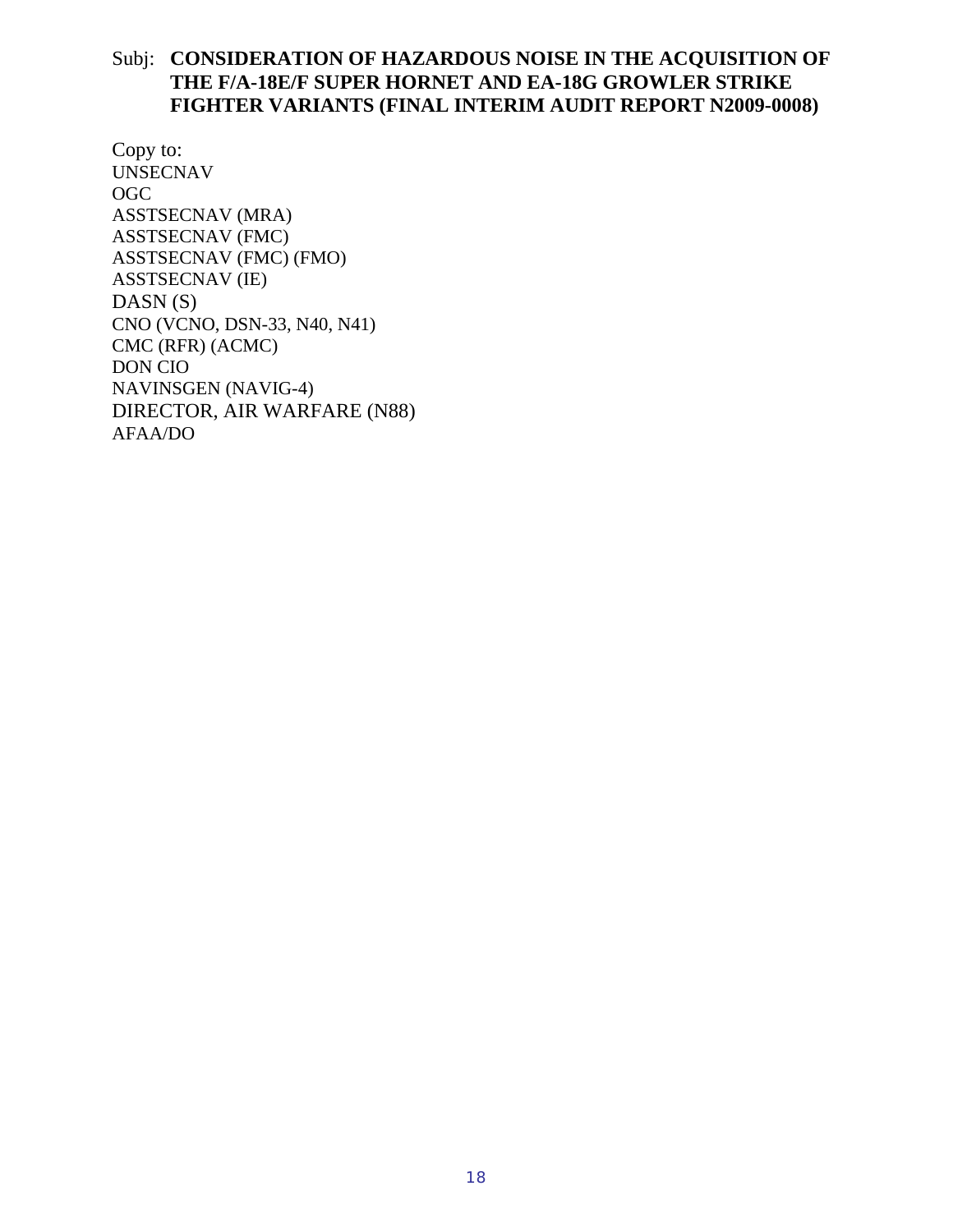Subj: **CONSIDERATION OF HAZARDOUS NOISE IN THE ACQUISITION OF THE F/A-18E/F SUPER HORNET AND EA-18G GROWLER STRIKE FIGHTER VARIANTS (FINAL INTERIM AUDIT REPORT N2009-0008)**

Copy to:
UNSECNAV
OGC
ASSTSECNAV (MRA)
ASSTSECNAV (FMC)
ASSTSECNAV (FMC) (FMO)
ASSTSECNAV (IE)
DASN (S)
CNO (VCNO, DSN-33, N40, N41)
CMC (RFR) (ACMC)
DON CIO
NAVINSGEN (NAVIG-4)
DIRECTOR, AIR WARFARE (N88)
AFAA/DO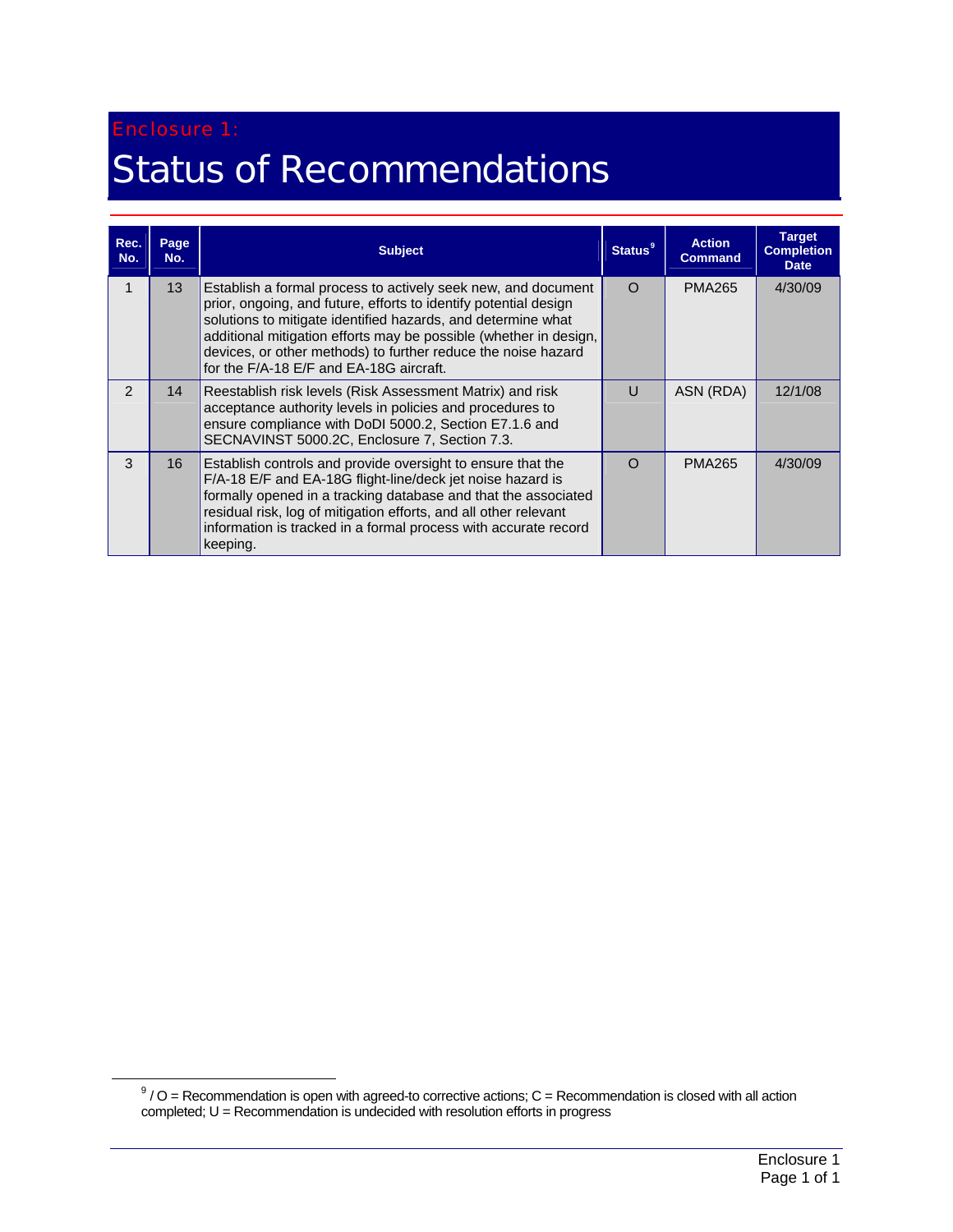# Enclosure 1:

# Status of Recommendations

| Rec. No. | Page No. | Subject | Status[9] | Action Command | Target Completion Date |
|---|---|---|---|---|---|
| 1 | 13 | Establish a formal process to actively seek new, and document prior, ongoing, and future, efforts to identify potential design solutions to mitigate identified hazards, and determine what additional mitigation efforts may be possible (whether in design, devices, or other methods) to further reduce the noise hazard for the F/A-18 E/F and EA-18G aircraft. | O | PMA265 | 4/30/09 |
| 2 | 14 | Reestablish risk levels (Risk Assessment Matrix) and risk acceptance authority levels in policies and procedures to ensure compliance with DoDI 5000.2, Section E7.1.6 and SECNAVINST 5000.2C, Enclosure 7, Section 7.3. | U | ASN (RDA) | 12/1/08 |
| 3 | 16 | Establish controls and provide oversight to ensure that the F/A-18 E/F and EA-18G flight-line/deck jet noise hazard is formally opened in a tracking database and that the associated residual risk, log of mitigation efforts, and all other relevant information is tracked in a formal process with accurate record keeping. | O | PMA265 | 4/30/09 |

[9] / O = Recommendation is open with agreed-to corrective actions; C = Recommendation is closed with all action completed; U = Recommendation is undecided with resolution efforts in progress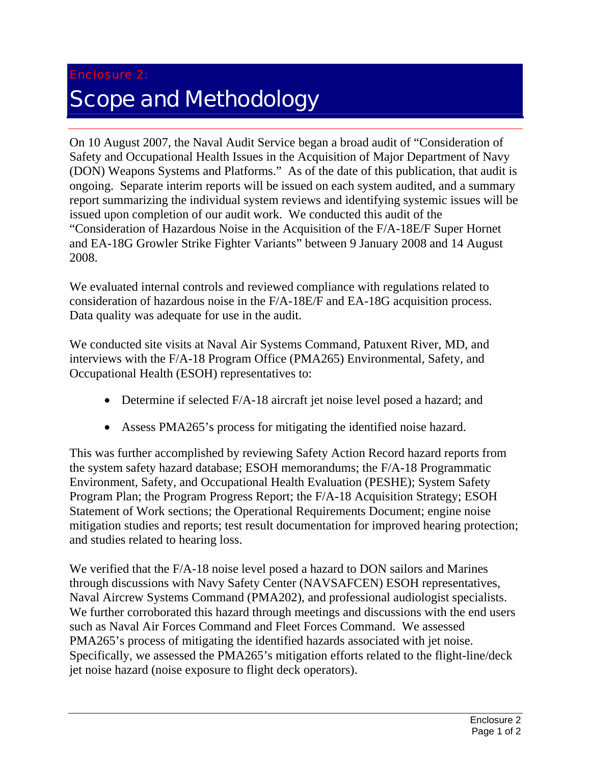Enclosure 2:

# Scope and Methodology

On 10 August 2007, the Naval Audit Service began a broad audit of "Consideration of Safety and Occupational Health Issues in the Acquisition of Major Department of Navy (DON) Weapons Systems and Platforms." As of the date of this publication, that audit is ongoing. Separate interim reports will be issued on each system audited, and a summary report summarizing the individual system reviews and identifying systemic issues will be issued upon completion of our audit work. We conducted this audit of the "Consideration of Hazardous Noise in the Acquisition of the F/A-18E/F Super Hornet and EA-18G Growler Strike Fighter Variants" between 9 January 2008 and 14 August 2008.

We evaluated internal controls and reviewed compliance with regulations related to consideration of hazardous noise in the F/A-18E/F and EA-18G acquisition process. Data quality was adequate for use in the audit.

We conducted site visits at Naval Air Systems Command, Patuxent River, MD, and interviews with the F/A-18 Program Office (PMA265) Environmental, Safety, and Occupational Health (ESOH) representatives to:

- Determine if selected F/A-18 aircraft jet noise level posed a hazard; and
- Assess PMA265's process for mitigating the identified noise hazard.

This was further accomplished by reviewing Safety Action Record hazard reports from the system safety hazard database; ESOH memorandums; the F/A-18 Programmatic Environment, Safety, and Occupational Health Evaluation (PESHE); System Safety Program Plan; the Program Progress Report; the F/A-18 Acquisition Strategy; ESOH Statement of Work sections; the Operational Requirements Document; engine noise mitigation studies and reports; test result documentation for improved hearing protection; and studies related to hearing loss.

We verified that the F/A-18 noise level posed a hazard to DON sailors and Marines through discussions with Navy Safety Center (NAVSAFCEN) ESOH representatives, Naval Aircrew Systems Command (PMA202), and professional audiologist specialists. We further corroborated this hazard through meetings and discussions with the end users such as Naval Air Forces Command and Fleet Forces Command. We assessed PMA265's process of mitigating the identified hazards associated with jet noise. Specifically, we assessed the PMA265's mitigation efforts related to the flight-line/deck jet noise hazard (noise exposure to flight deck operators).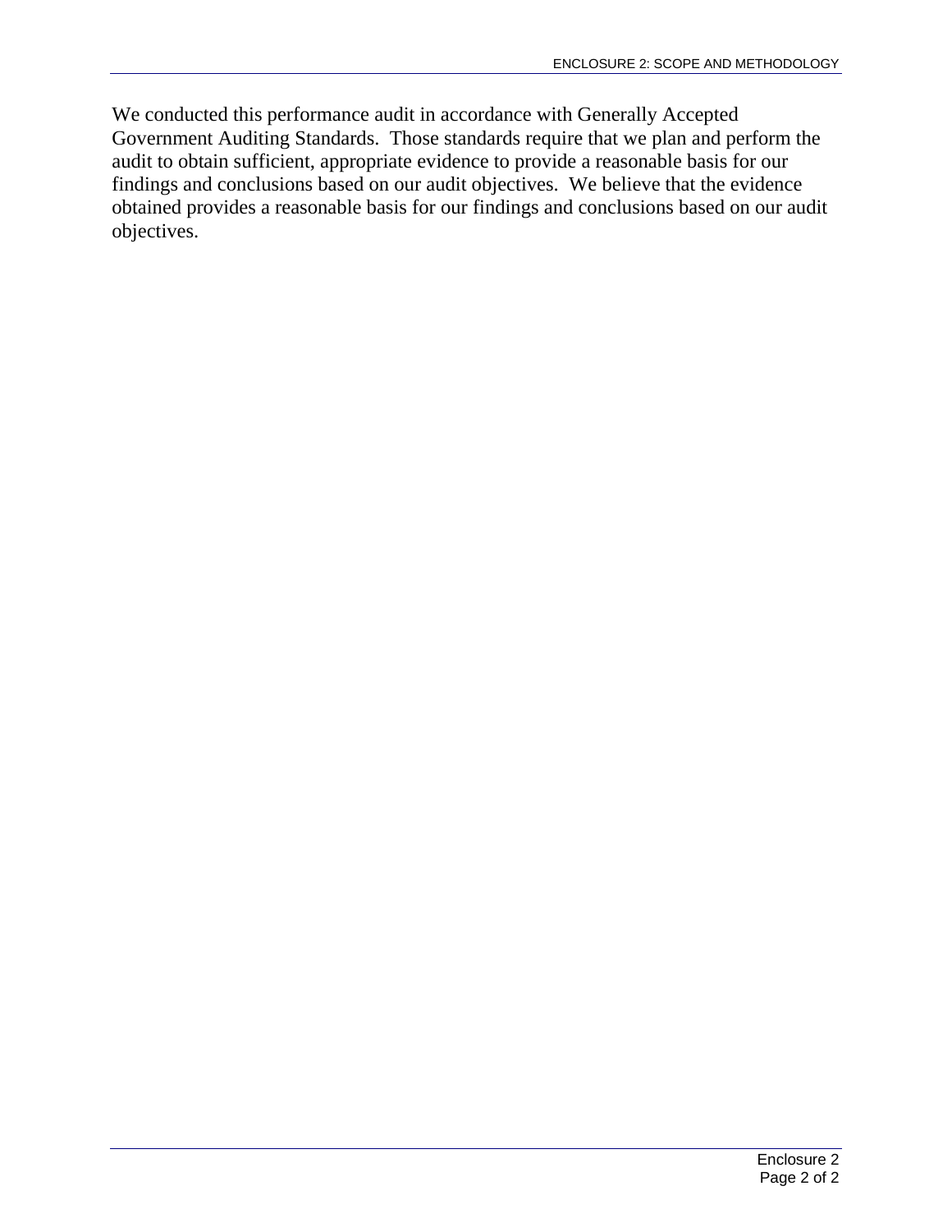We conducted this performance audit in accordance with Generally Accepted Government Auditing Standards. Those standards require that we plan and perform the audit to obtain sufficient, appropriate evidence to provide a reasonable basis for our findings and conclusions based on our audit objectives. We believe that the evidence obtained provides a reasonable basis for our findings and conclusions based on our audit objectives.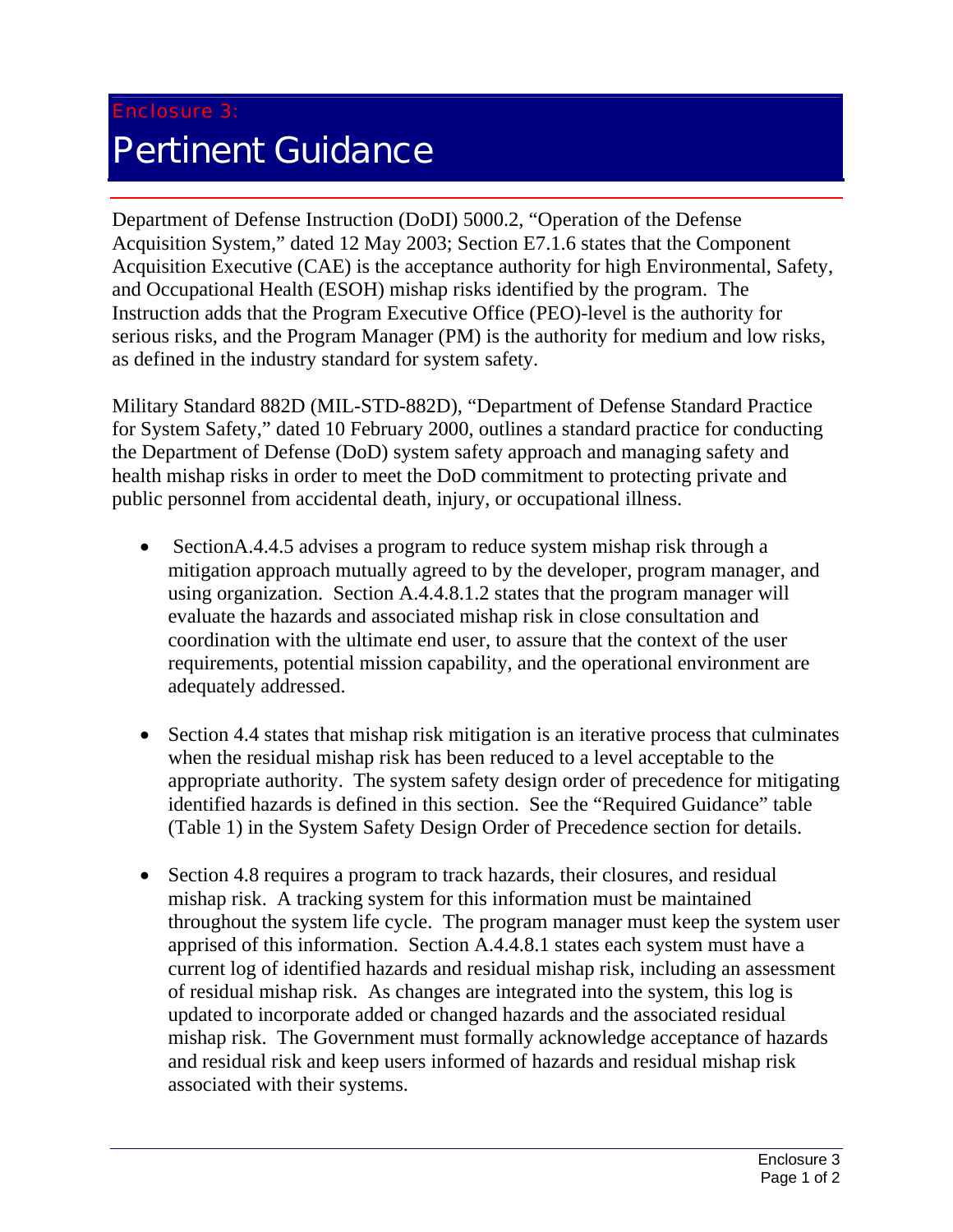Enclosure 3:

# Pertinent Guidance

Department of Defense Instruction (DoDI) 5000.2, "Operation of the Defense Acquisition System," dated 12 May 2003; Section E7.1.6 states that the Component Acquisition Executive (CAE) is the acceptance authority for high Environmental, Safety, and Occupational Health (ESOH) mishap risks identified by the program. The Instruction adds that the Program Executive Office (PEO)-level is the authority for serious risks, and the Program Manager (PM) is the authority for medium and low risks, as defined in the industry standard for system safety.

Military Standard 882D (MIL-STD-882D), "Department of Defense Standard Practice for System Safety," dated 10 February 2000, outlines a standard practice for conducting the Department of Defense (DoD) system safety approach and managing safety and health mishap risks in order to meet the DoD commitment to protecting private and public personnel from accidental death, injury, or occupational illness.

- SectionA.4.4.5 advises a program to reduce system mishap risk through a mitigation approach mutually agreed to by the developer, program manager, and using organization. Section A.4.4.8.1.2 states that the program manager will evaluate the hazards and associated mishap risk in close consultation and coordination with the ultimate end user, to assure that the context of the user requirements, potential mission capability, and the operational environment are adequately addressed.

- Section 4.4 states that mishap risk mitigation is an iterative process that culminates when the residual mishap risk has been reduced to a level acceptable to the appropriate authority. The system safety design order of precedence for mitigating identified hazards is defined in this section. See the "Required Guidance" table (Table 1) in the System Safety Design Order of Precedence section for details.

- Section 4.8 requires a program to track hazards, their closures, and residual mishap risk. A tracking system for this information must be maintained throughout the system life cycle. The program manager must keep the system user apprised of this information. Section A.4.4.8.1 states each system must have a current log of identified hazards and residual mishap risk, including an assessment of residual mishap risk. As changes are integrated into the system, this log is updated to incorporate added or changed hazards and the associated residual mishap risk. The Government must formally acknowledge acceptance of hazards and residual risk and keep users informed of hazards and residual mishap risk associated with their systems.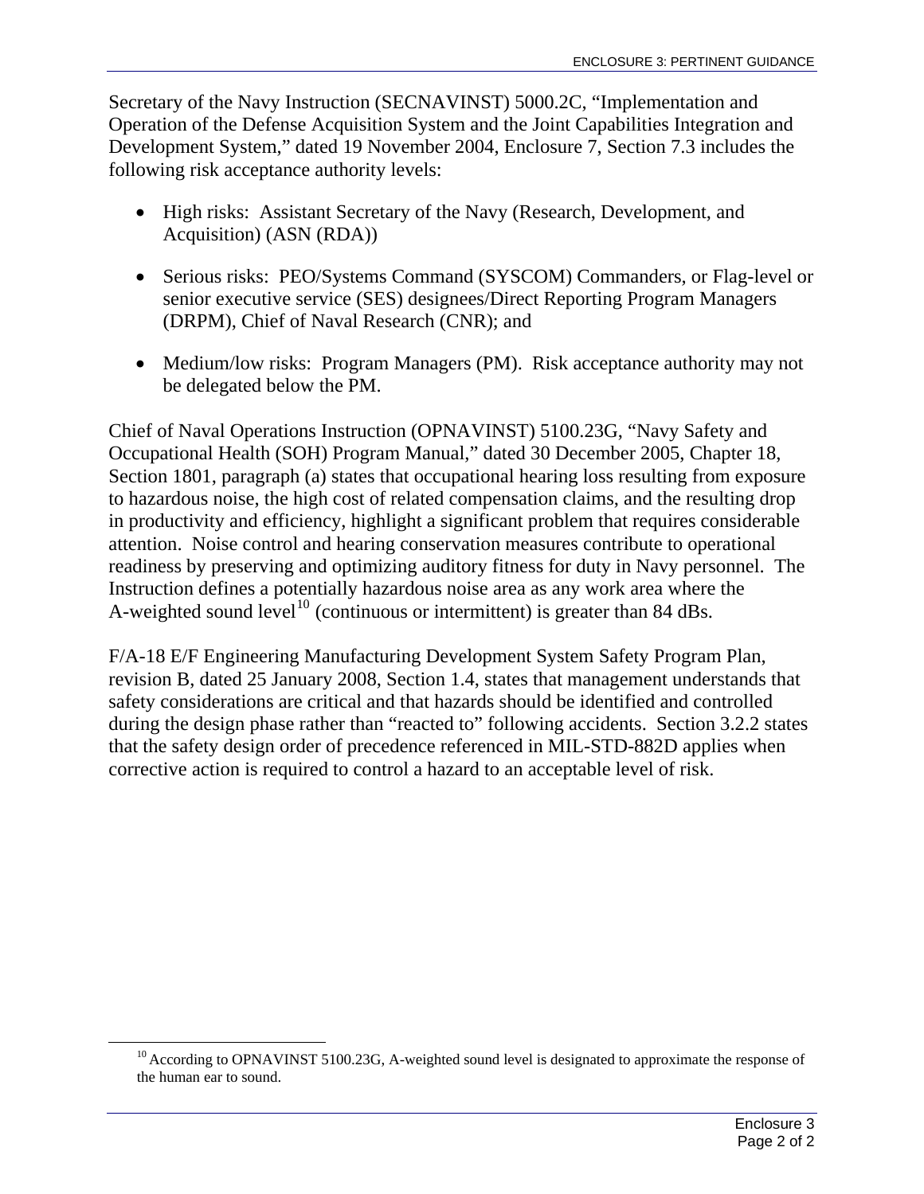Secretary of the Navy Instruction (SECNAVINST) 5000.2C, "Implementation and Operation of the Defense Acquisition System and the Joint Capabilities Integration and Development System," dated 19 November 2004, Enclosure 7, Section 7.3 includes the following risk acceptance authority levels:

- High risks: Assistant Secretary of the Navy (Research, Development, and Acquisition) (ASN (RDA))
- Serious risks: PEO/Systems Command (SYSCOM) Commanders, or Flag-level or senior executive service (SES) designees/Direct Reporting Program Managers (DRPM), Chief of Naval Research (CNR); and
- Medium/low risks: Program Managers (PM). Risk acceptance authority may not be delegated below the PM.

Chief of Naval Operations Instruction (OPNAVINST) 5100.23G, "Navy Safety and Occupational Health (SOH) Program Manual," dated 30 December 2005, Chapter 18, Section 1801, paragraph (a) states that occupational hearing loss resulting from exposure to hazardous noise, the high cost of related compensation claims, and the resulting drop in productivity and efficiency, highlight a significant problem that requires considerable attention. Noise control and hearing conservation measures contribute to operational readiness by preserving and optimizing auditory fitness for duty in Navy personnel. The Instruction defines a potentially hazardous noise area as any work area where the A-weighted sound level[10] (continuous or intermittent) is greater than 84 dBs.

F/A-18 E/F Engineering Manufacturing Development System Safety Program Plan, revision B, dated 25 January 2008, Section 1.4, states that management understands that safety considerations are critical and that hazards should be identified and controlled during the design phase rather than "reacted to" following accidents. Section 3.2.2 states that the safety design order of precedence referenced in MIL-STD-882D applies when corrective action is required to control a hazard to an acceptable level of risk.

[10] According to OPNAVINST 5100.23G, A-weighted sound level is designated to approximate the response of the human ear to sound.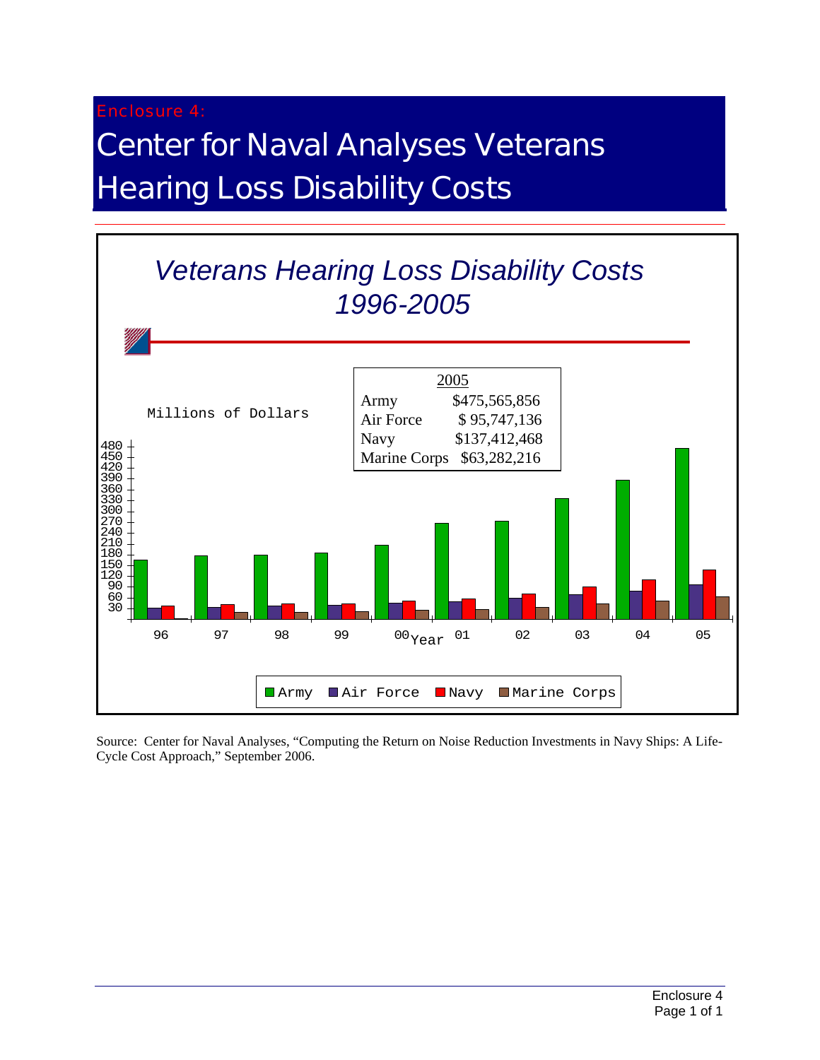Enclosure 4:

# Center for Naval Analyses Veterans Hearing Loss Disability Costs

## *Veterans Hearing Loss Disability Costs 1996-2005*

| 2005 | |
|---|---|
| Army | $475,565,856 |
| Air Force | $ 95,747,136 |
| Navy | $137,412,468 |
| Marine Corps | $63,282,216 |

Millions of Dollars

480, 450, 420, 390, 360, 330, 300, 270, 240, 210, 180, 150, 120, 90, 60, 30

Year: 96, 97, 98, 99, 00, 01, 02, 03, 04, 05

Army · Air Force · Navy · Marine Corps

Source: Center for Naval Analyses, "Computing the Return on Noise Reduction Investments in Navy Ships: A Life-Cycle Cost Approach," September 2006.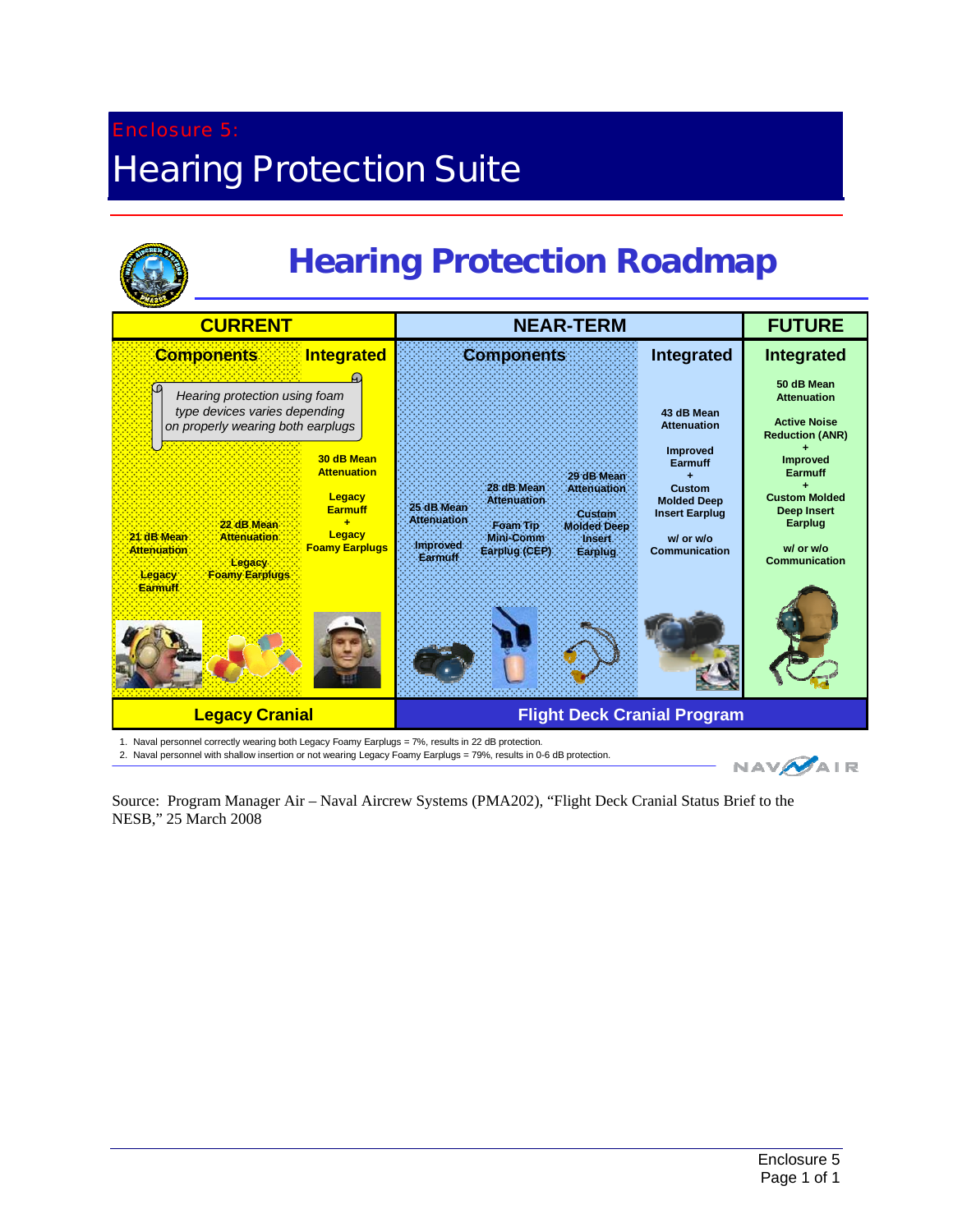# Enclosure 5:

# Hearing Protection Suite

## Hearing Protection Roadmap

| CURRENT | | NEAR-TERM | | FUTURE |
|---|---|---|---|---|
| **Components** | **Integrated** | **Components** | **Integrated** | **Integrated** |
| *Hearing protection using foam type devices varies depending on properly wearing both earplugs*<br><br>21 dB Mean Attenuation<br>Legacy Earmuff<br><br>22 dB Mean Attenuation<br>Legacy Foamy Earplugs | 30 dB Mean Attenuation<br><br>Legacy Earmuff<br>+<br>Legacy Foamy Earplugs | 25 dB Mean Attenuation<br>Improved Earmuff<br><br>28 dB Mean Attenuation<br>Foam Tip Mini-Comm Earplug (CEP)<br><br>29 dB Mean Attenuation<br>Custom Molded Deep Insert Earplug | 43 dB Mean Attenuation<br><br>Improved Earmuff<br>+<br>Custom Molded Deep Insert Earplug<br><br>w/ or w/o Communication | 50 dB Mean Attenuation<br><br>Active Noise Reduction (ANR)<br>+<br>Improved Earmuff<br>+<br>Custom Molded Deep Insert Earplug<br><br>w/ or w/o Communication |
| **Legacy Cranial** | | **Flight Deck Cranial Program** | | |

1. Naval personnel correctly wearing both Legacy Foamy Earplugs = 7%, results in 22 dB protection.
2. Naval personnel with shallow insertion or not wearing Legacy Foamy Earplugs = 79%, results in 0-6 dB protection.

NAVAIR

Source: Program Manager Air – Naval Aircrew Systems (PMA202), "Flight Deck Cranial Status Brief to the NESB," 25 March 2008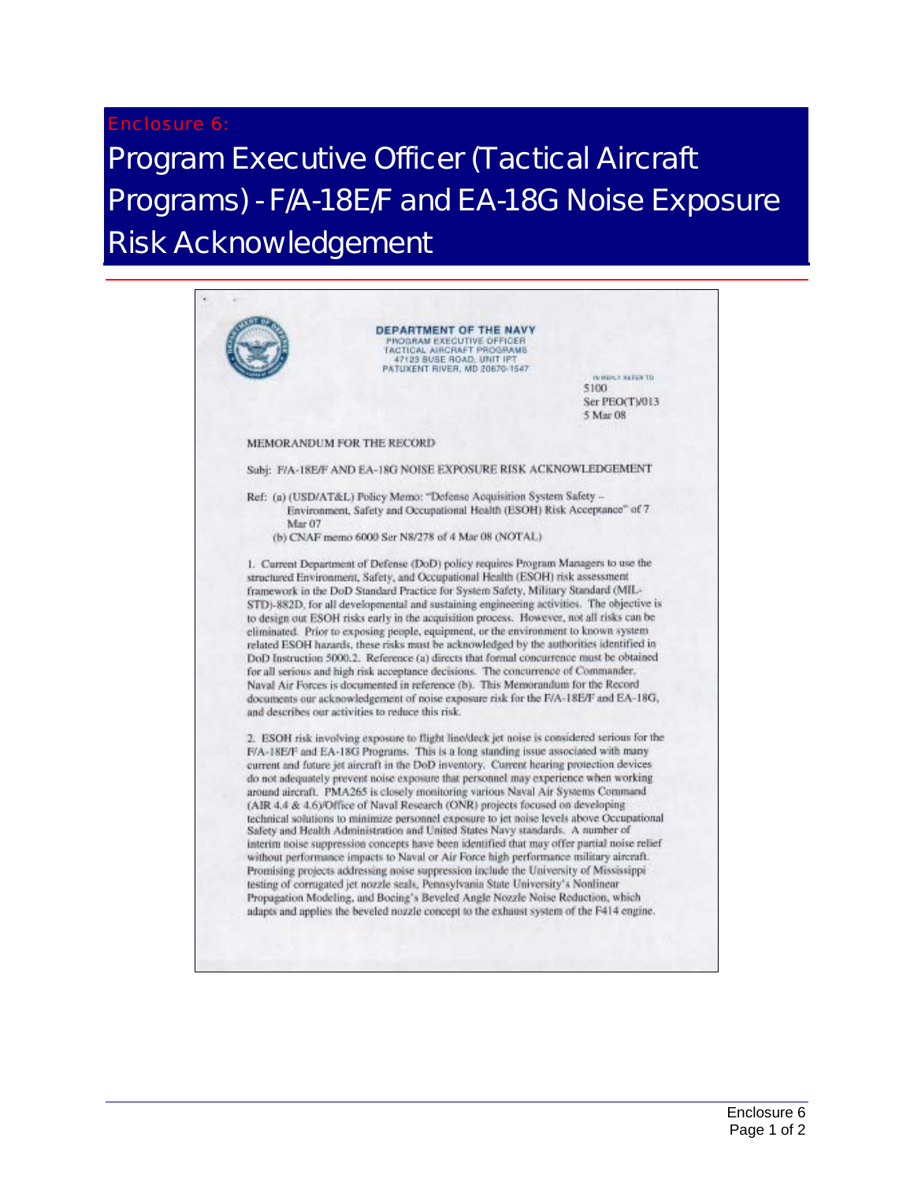Enclosure 6:

# Program Executive Officer (Tactical Aircraft Programs) - F/A-18E/F and EA-18G Noise Exposure Risk Acknowledgement

DEPARTMENT OF THE NAVY
PROGRAM EXECUTIVE OFFICER
TACTICAL AIRCRAFT PROGRAMS
47123 BUSE ROAD, UNIT IPT
PATUXENT RIVER, MD 20670-1547

IN REPLY REFER TO
5100
Ser PEO(T)/013
5 Mar 08

MEMORANDUM FOR THE RECORD

Subj: F/A-18E/F AND EA-18G NOISE EXPOSURE RISK ACKNOWLEDGEMENT

Ref: (a) (USD/AT&L) Policy Memo: "Defense Acquisition System Safety – Environment, Safety and Occupational Health (ESOH) Risk Acceptance" of 7 Mar 07
(b) CNAF memo 6000 Ser N8/278 of 4 Mar 08 (NOTAL)

1. Current Department of Defense (DoD) policy requires Program Managers to use the structured Environment, Safety, and Occupational Health (ESOH) risk assessment framework in the DoD Standard Practice for System Safety, Military Standard (MIL-STD)-882D, for all developmental and sustaining engineering activities. The objective is to design out ESOH risks early in the acquisition process. However, not all risks can be eliminated. Prior to exposing people, equipment, or the environment to known system related ESOH hazards, these risks must be acknowledged by the authorities identified in DoD Instruction 5000.2. Reference (a) directs that formal concurrence must be obtained for all serious and high risk acceptance decisions. The concurrence of Commander, Naval Air Forces is documented in reference (b). This Memorandum for the Record documents our acknowledgement of noise exposure risk for the F/A-18E/F and EA-18G, and describes our activities to reduce this risk.

2. ESOH risk involving exposure to flight line/deck jet noise is considered serious for the F/A-18E/F and EA-18G Programs. This is a long standing issue associated with many current and future jet aircraft in the DoD inventory. Current hearing protection devices do not adequately prevent noise exposure that personnel may experience when working around aircraft. PMA265 is closely monitoring various Naval Air Systems Command (AIR 4.4 & 4.6)/Office of Naval Research (ONR) projects focused on developing technical solutions to minimize personnel exposure to jet noise levels above Occupational Safety and Health Administration and United States Navy standards. A number of interim noise suppression concepts have been identified that may offer partial noise relief without performance impacts to Naval or Air Force high performance military aircraft. Promising projects addressing noise suppression include the University of Mississippi testing of corrugated jet nozzle seals, Pennsylvania State University's Nonlinear Propagation Modeling, and Boeing's Beveled Angle Nozzle Noise Reduction, which adapts and applies the beveled nozzle concept to the exhaust system of the F414 engine.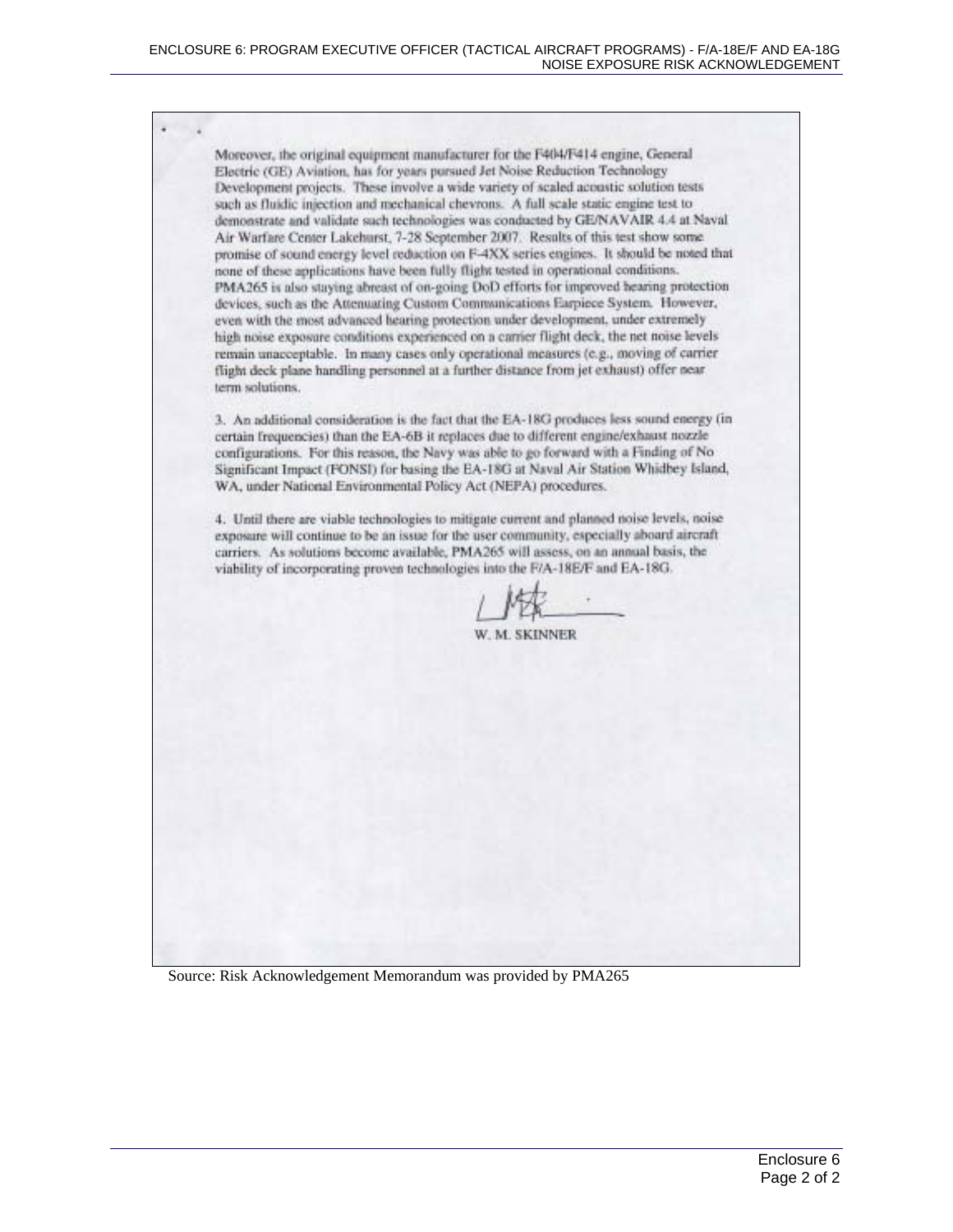Moreover, the original equipment manufacturer for the F404/F414 engine, General Electric (GE) Aviation, has for years pursued Jet Noise Reduction Technology Development projects. These involve a wide variety of scaled acoustic solution tests such as fluidic injection and mechanical chevrons. A full scale static engine test to demonstrate and validate such technologies was conducted by GE/NAVAIR 4.4 at Naval Air Warfare Center Lakehurst, 7-28 September 2007. Results of this test show some promise of sound energy level reduction on F-4XX series engines. It should be noted that none of these applications have been fully flight tested in operational conditions. PMA265 is also staying abreast of on-going DoD efforts for improved hearing protection devices, such as the Attenuating Custom Communications Earpiece System. However, even with the most advanced hearing protection under development, under extremely high noise exposure conditions experienced on a carrier flight deck, the net noise levels remain unacceptable. In many cases only operational measures (e.g., moving of carrier flight deck plane handling personnel at a further distance from jet exhaust) offer near term solutions.

3. An additional consideration is the fact that the EA-18G produces less sound energy (in certain frequencies) than the EA-6B it replaces due to different engine/exhaust nozzle configurations. For this reason, the Navy was able to go forward with a Finding of No Significant Impact (FONSI) for basing the EA-18G at Naval Air Station Whidbey Island, WA, under National Environmental Policy Act (NEPA) procedures.

4. Until there are viable technologies to mitigate current and planned noise levels, noise exposure will continue to be an issue for the user community, especially aboard aircraft carriers. As solutions become available, PMA265 will assess, on an annual basis, the viability of incorporating proven technologies into the F/A-18E/F and EA-18G.

W. M. SKINNER

Source: Risk Acknowledgement Memorandum was provided by PMA265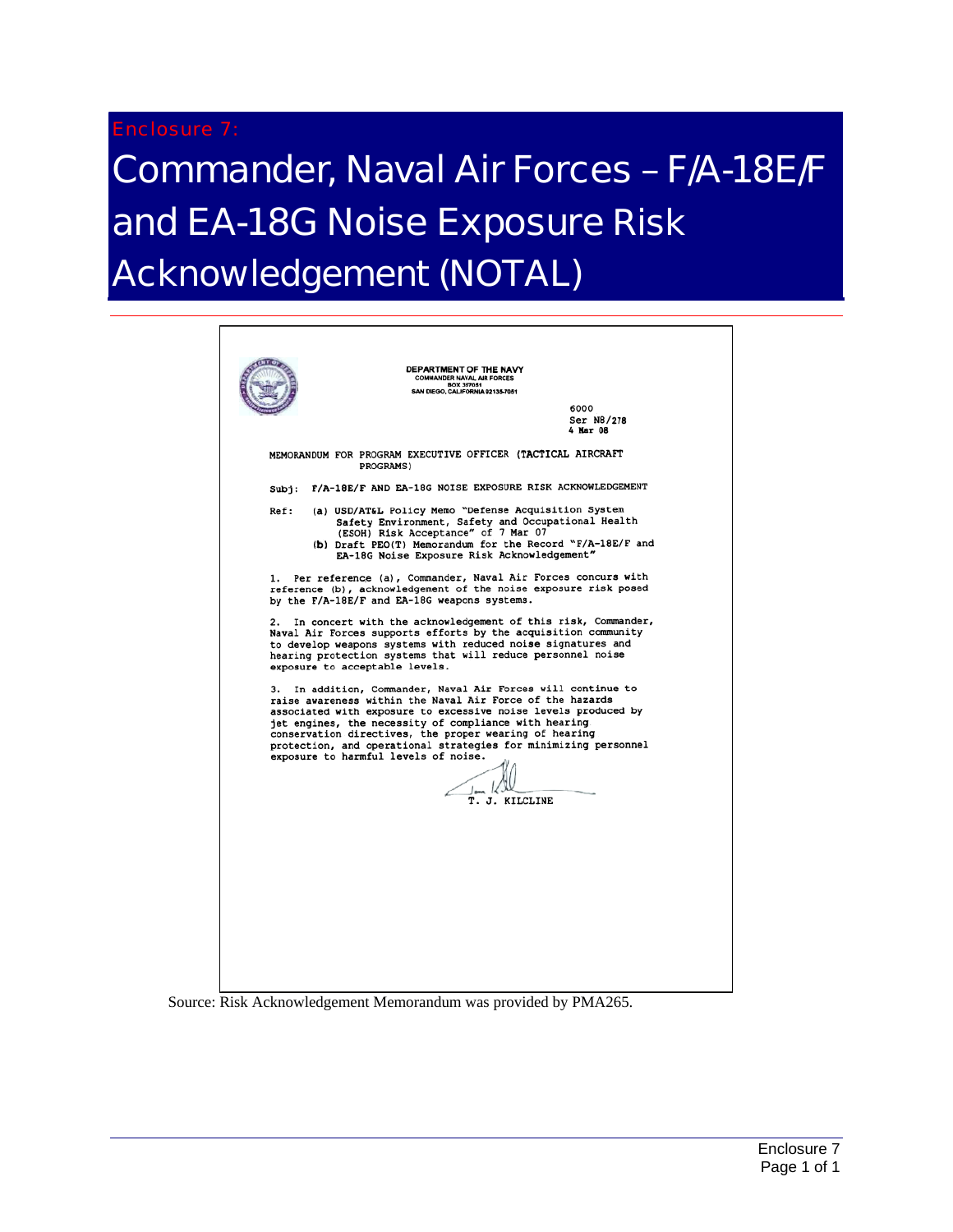Enclosure 7:

# Commander, Naval Air Forces – F/A-18E/F and EA-18G Noise Exposure Risk Acknowledgement (NOTAL)

DEPARTMENT OF THE NAVY
COMMANDER NAVAL AIR FORCES
BOX 357051
SAN DIEGO, CALIFORNIA 92135-7051

6000
Ser N8/278
4 Mar 08

MEMORANDUM FOR PROGRAM EXECUTIVE OFFICER (TACTICAL AIRCRAFT PROGRAMS)

Subj: F/A-18E/F AND EA-18G NOISE EXPOSURE RISK ACKNOWLEDGEMENT

Ref: (a) USD/AT&L Policy Memo "Defense Acquisition System Safety Environment, Safety and Occupational Health (ESOH) Risk Acceptance" of 7 Mar 07
(b) Draft PEO(T) Memorandum for the Record "F/A-18E/F and EA-18G Noise Exposure Risk Acknowledgement"

1. Per reference (a), Commander, Naval Air Forces concurs with reference (b), acknowledgement of the noise exposure risk posed by the F/A-18E/F and EA-18G weapons systems.

2. In concert with the acknowledgement of this risk, Commander, Naval Air Forces supports efforts by the acquisition community to develop weapons systems with reduced noise signatures and hearing protection systems that will reduce personnel noise exposure to acceptable levels.

3. In addition, Commander, Naval Air Forces will continue to raise awareness within the Naval Air Force of the hazards associated with exposure to excessive noise levels produced by jet engines, the necessity of compliance with hearing conservation directives, the proper wearing of hearing protection, and operational strategies for minimizing personnel exposure to harmful levels of noise.

T. J. KILCLINE

Source: Risk Acknowledgement Memorandum was provided by PMA265.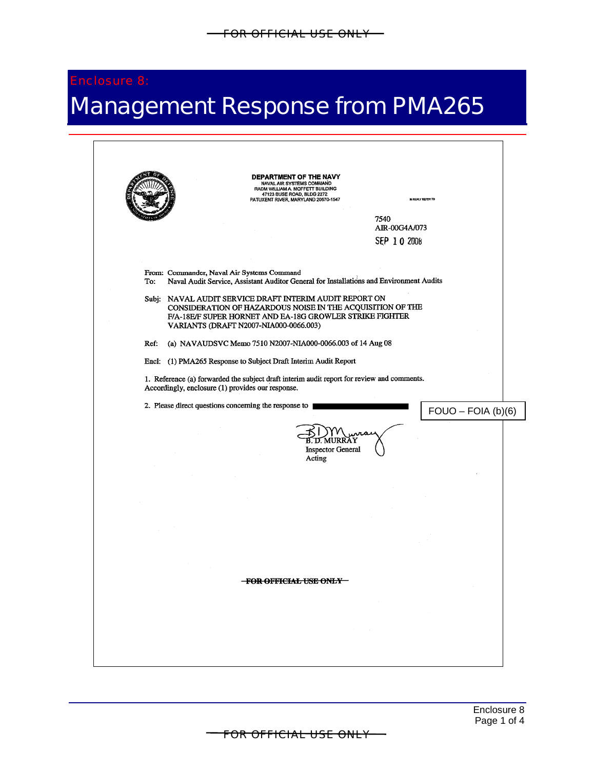FOR OFFICIAL USE ONLY

# Enclosure 8:
# Management Response from PMA265

**DEPARTMENT OF THE NAVY**
NAVAL AIR SYSTEMS COMMAND
RADM WILLIAM A. MOFFETT BUILDING
47123 BUSE ROAD, BLDG 2272
PATUXENT RIVER, MARYLAND 20670-1547

IN REPLY REFER TO

7540
AIR-00G4A/073
SEP 10 2008

From: Commander, Naval Air Systems Command
To: Naval Audit Service, Assistant Auditor General for Installations and Environment Audits

Subj: NAVAL AUDIT SERVICE DRAFT INTERIM AUDIT REPORT ON CONSIDERATION OF HAZARDOUS NOISE IN THE ACQUISITION OF THE F/A-18E/F SUPER HORNET AND EA-18G GROWLER STRIKE FIGHTER VARIANTS (DRAFT N2007-NIA000-0066.003)

Ref: (a) NAVAUDSVC Memo 7510 N2007-NIA000-0066.003 of 14 Aug 08

Encl: (1) PMA265 Response to Subject Draft Interim Audit Report

1. Reference (a) forwarded the subject draft interim audit report for review and comments. Accordingly, enclosure (1) provides our response.

2. Please direct questions concerning the response to [redacted] FOUO – FOIA (b)(6)

B. D. MURRAY
Inspector General
Acting

FOR OFFICIAL USE ONLY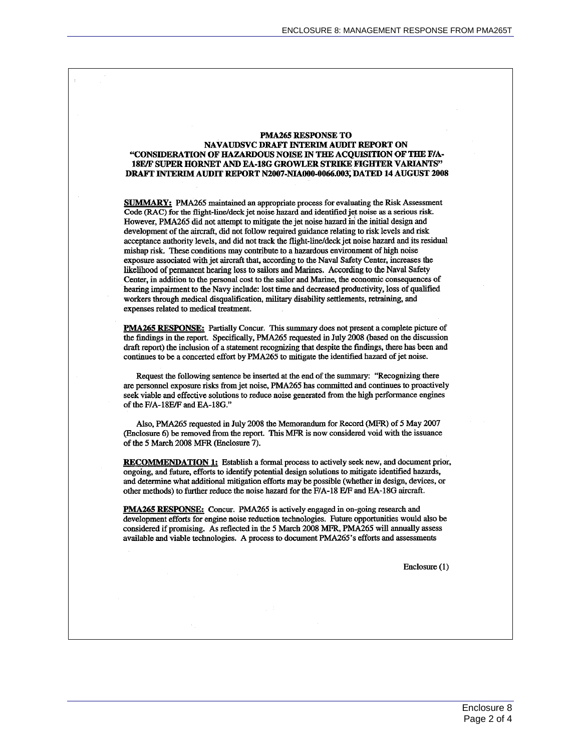**PMA265 RESPONSE TO NAVAUDSVC DRAFT INTERIM AUDIT REPORT ON "CONSIDERATION OF HAZARDOUS NOISE IN THE ACQUISITION OF THE F/A-18E/F SUPER HORNET AND EA-18G GROWLER STRIKE FIGHTER VARIANTS" DRAFT INTERIM AUDIT REPORT N2007-NIA000-0066.003, DATED 14 AUGUST 2008**

**SUMMARY:** PMA265 maintained an appropriate process for evaluating the Risk Assessment Code (RAC) for the flight-line/deck jet noise hazard and identified jet noise as a serious risk. However, PMA265 did not attempt to mitigate the jet noise hazard in the initial design and development of the aircraft, did not follow required guidance relating to risk levels and risk acceptance authority levels, and did not track the flight-line/deck jet noise hazard and its residual mishap risk. These conditions may contribute to a hazardous environment of high noise exposure associated with jet aircraft that, according to the Naval Safety Center, increases the likelihood of permanent hearing loss to sailors and Marines. According to the Naval Safety Center, in addition to the personal cost to the sailor and Marine, the economic consequences of hearing impairment to the Navy include: lost time and decreased productivity, loss of qualified workers through medical disqualification, military disability settlements, retraining, and expenses related to medical treatment.

**PMA265 RESPONSE:** Partially Concur. This summary does not present a complete picture of the findings in the report. Specifically, PMA265 requested in July 2008 (based on the discussion draft report) the inclusion of a statement recognizing that despite the findings, there has been and continues to be a concerted effort by PMA265 to mitigate the identified hazard of jet noise.

Request the following sentence be inserted at the end of the summary: "Recognizing there are personnel exposure risks from jet noise, PMA265 has committed and continues to proactively seek viable and effective solutions to reduce noise generated from the high performance engines of the F/A-18E/F and EA-18G."

Also, PMA265 requested in July 2008 the Memorandum for Record (MFR) of 5 May 2007 (Enclosure 6) be removed from the report. This MFR is now considered void with the issuance of the 5 March 2008 MFR (Enclosure 7).

**RECOMMENDATION 1:** Establish a formal process to actively seek new, and document prior, ongoing, and future, efforts to identify potential design solutions to mitigate identified hazards, and determine what additional mitigation efforts may be possible (whether in design, devices, or other methods) to further reduce the noise hazard for the F/A-18 E/F and EA-18G aircraft.

**PMA265 RESPONSE:** Concur. PMA265 is actively engaged in on-going research and development efforts for engine noise reduction technologies. Future opportunities would also be considered if promising. As reflected in the 5 March 2008 MFR, PMA265 will annually assess available and viable technologies. A process to document PMA265's efforts and assessments

Enclosure (1)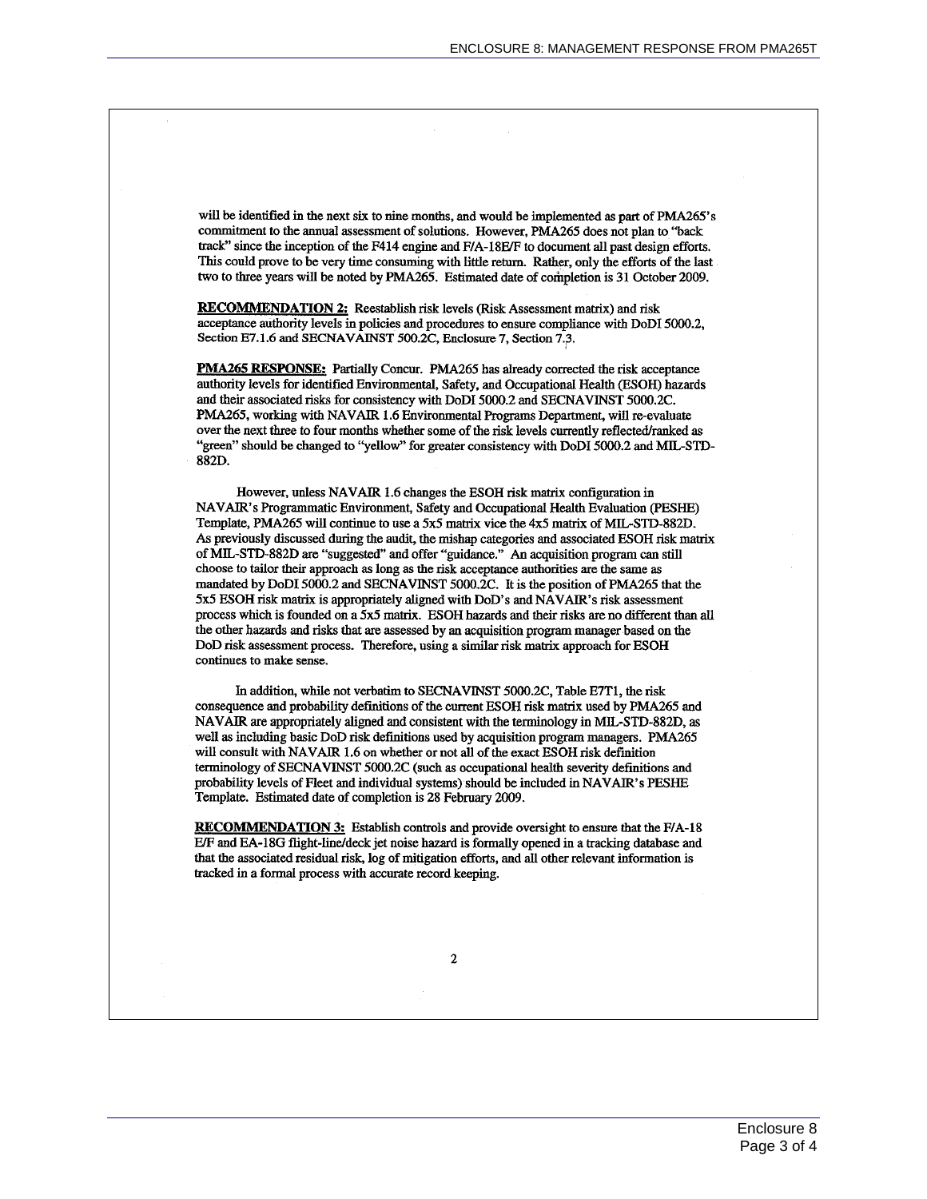will be identified in the next six to nine months, and would be implemented as part of PMA265's commitment to the annual assessment of solutions. However, PMA265 does not plan to "back track" since the inception of the F414 engine and F/A-18E/F to document all past design efforts. This could prove to be very time consuming with little return. Rather, only the efforts of the last two to three years will be noted by PMA265. Estimated date of completion is 31 October 2009.

**RECOMMENDATION 2:** Reestablish risk levels (Risk Assessment matrix) and risk acceptance authority levels in policies and procedures to ensure compliance with DoDI 5000.2, Section E7.1.6 and SECNAVAINST 500.2C, Enclosure 7, Section 7.3.

**PMA265 RESPONSE:** Partially Concur. PMA265 has already corrected the risk acceptance authority levels for identified Environmental, Safety, and Occupational Health (ESOH) hazards and their associated risks for consistency with DoDI 5000.2 and SECNAVINST 5000.2C. PMA265, working with NAVAIR 1.6 Environmental Programs Department, will re-evaluate over the next three to four months whether some of the risk levels currently reflected/ranked as "green" should be changed to "yellow" for greater consistency with DoDI 5000.2 and MIL-STD-882D.

However, unless NAVAIR 1.6 changes the ESOH risk matrix configuration in NAVAIR's Programmatic Environment, Safety and Occupational Health Evaluation (PESHE) Template, PMA265 will continue to use a 5x5 matrix vice the 4x5 matrix of MIL-STD-882D. As previously discussed during the audit, the mishap categories and associated ESOH risk matrix of MIL-STD-882D are "suggested" and offer "guidance." An acquisition program can still choose to tailor their approach as long as the risk acceptance authorities are the same as mandated by DoDI 5000.2 and SECNAVINST 5000.2C. It is the position of PMA265 that the 5x5 ESOH risk matrix is appropriately aligned with DoD's and NAVAIR's risk assessment process which is founded on a 5x5 matrix. ESOH hazards and their risks are no different than all the other hazards and risks that are assessed by an acquisition program manager based on the DoD risk assessment process. Therefore, using a similar risk matrix approach for ESOH continues to make sense.

In addition, while not verbatim to SECNAVINST 5000.2C, Table E7T1, the risk consequence and probability definitions of the current ESOH risk matrix used by PMA265 and NAVAIR are appropriately aligned and consistent with the terminology in MIL-STD-882D, as well as including basic DoD risk definitions used by acquisition program managers. PMA265 will consult with NAVAIR 1.6 on whether or not all of the exact ESOH risk definition terminology of SECNAVINST 5000.2C (such as occupational health severity definitions and probability levels of Fleet and individual systems) should be included in NAVAIR's PESHE Template. Estimated date of completion is 28 February 2009.

**RECOMMENDATION 3:** Establish controls and provide oversight to ensure that the F/A-18 E/F and EA-18G flight-line/deck jet noise hazard is formally opened in a tracking database and that the associated residual risk, log of mitigation efforts, and all other relevant information is tracked in a formal process with accurate record keeping.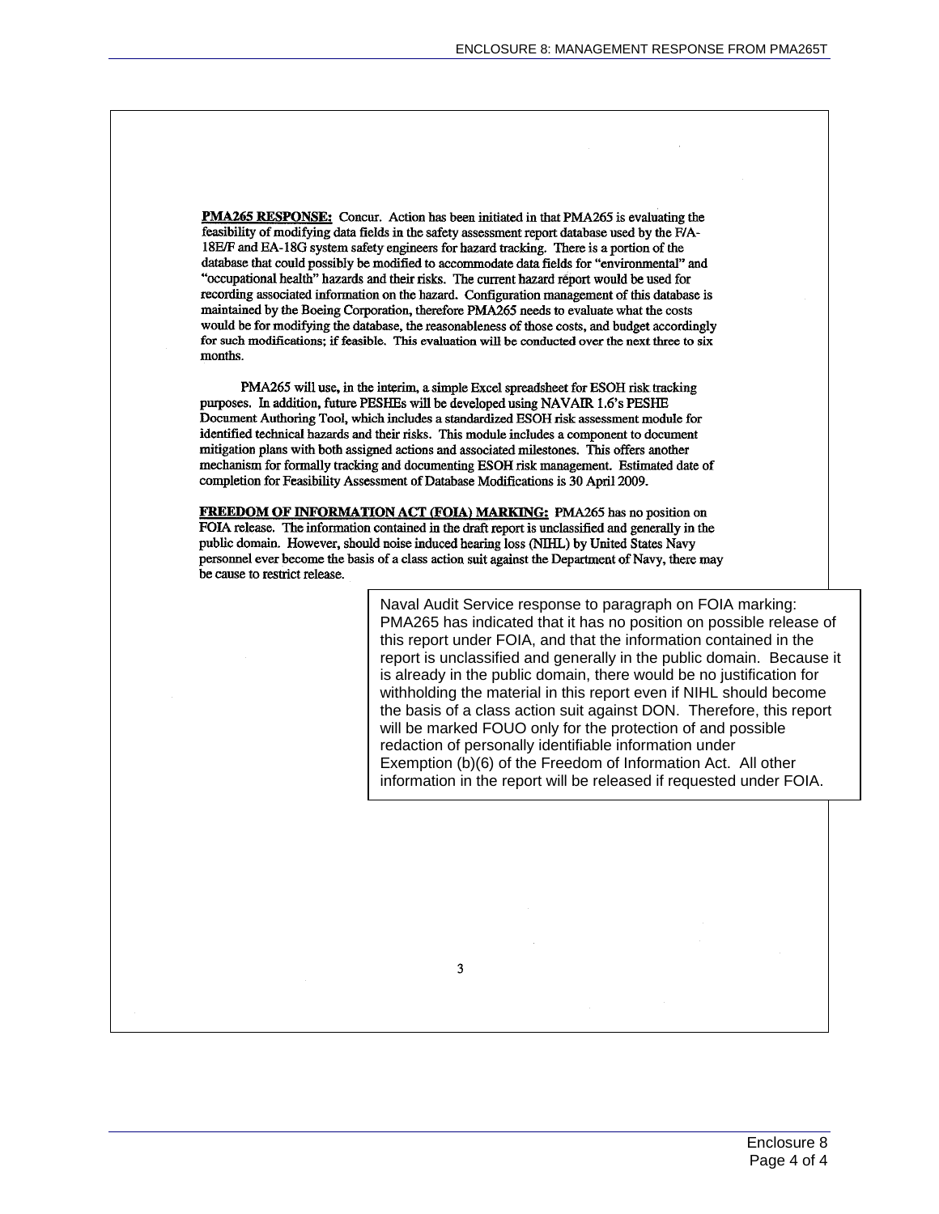**PMA265 RESPONSE:** Concur. Action has been initiated in that PMA265 is evaluating the feasibility of modifying data fields in the safety assessment report database used by the F/A-18E/F and EA-18G system safety engineers for hazard tracking. There is a portion of the database that could possibly be modified to accommodate data fields for "environmental" and "occupational health" hazards and their risks. The current hazard report would be used for recording associated information on the hazard. Configuration management of this database is maintained by the Boeing Corporation, therefore PMA265 needs to evaluate what the costs would be for modifying the database, the reasonableness of those costs, and budget accordingly for such modifications; if feasible. This evaluation will be conducted over the next three to six months.

PMA265 will use, in the interim, a simple Excel spreadsheet for ESOH risk tracking purposes. In addition, future PESHEs will be developed using NAVAIR 1.6's PESHE Document Authoring Tool, which includes a standardized ESOH risk assessment module for identified technical hazards and their risks. This module includes a component to document mitigation plans with both assigned actions and associated milestones. This offers another mechanism for formally tracking and documenting ESOH risk management. Estimated date of completion for Feasibility Assessment of Database Modifications is 30 April 2009.

**FREEDOM OF INFORMATION ACT (FOIA) MARKING:** PMA265 has no position on FOIA release. The information contained in the draft report is unclassified and generally in the public domain. However, should noise induced hearing loss (NIHL) by United States Navy personnel ever become the basis of a class action suit against the Department of Navy, there may be cause to restrict release.

> Naval Audit Service response to paragraph on FOIA marking: PMA265 has indicated that it has no position on possible release of this report under FOIA, and that the information contained in the report is unclassified and generally in the public domain. Because it is already in the public domain, there would be no justification for withholding the material in this report even if NIHL should become the basis of a class action suit against DON. Therefore, this report will be marked FOUO only for the protection of and possible redaction of personally identifiable information under Exemption (b)(6) of the Freedom of Information Act. All other information in the report will be released if requested under FOIA.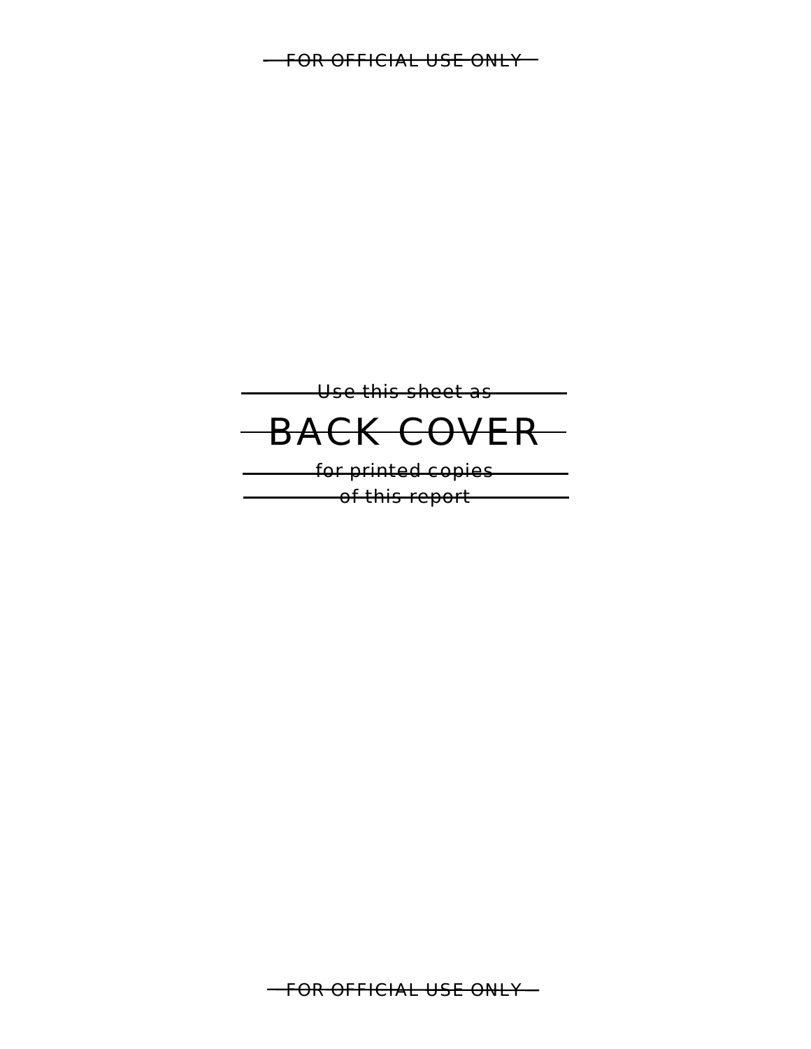~~FOR OFFICIAL USE ONLY~~

~~Use this sheet as~~

~~BACK COVER~~

~~for printed copies~~

~~of this report~~

~~FOR OFFICIAL USE ONLY~~